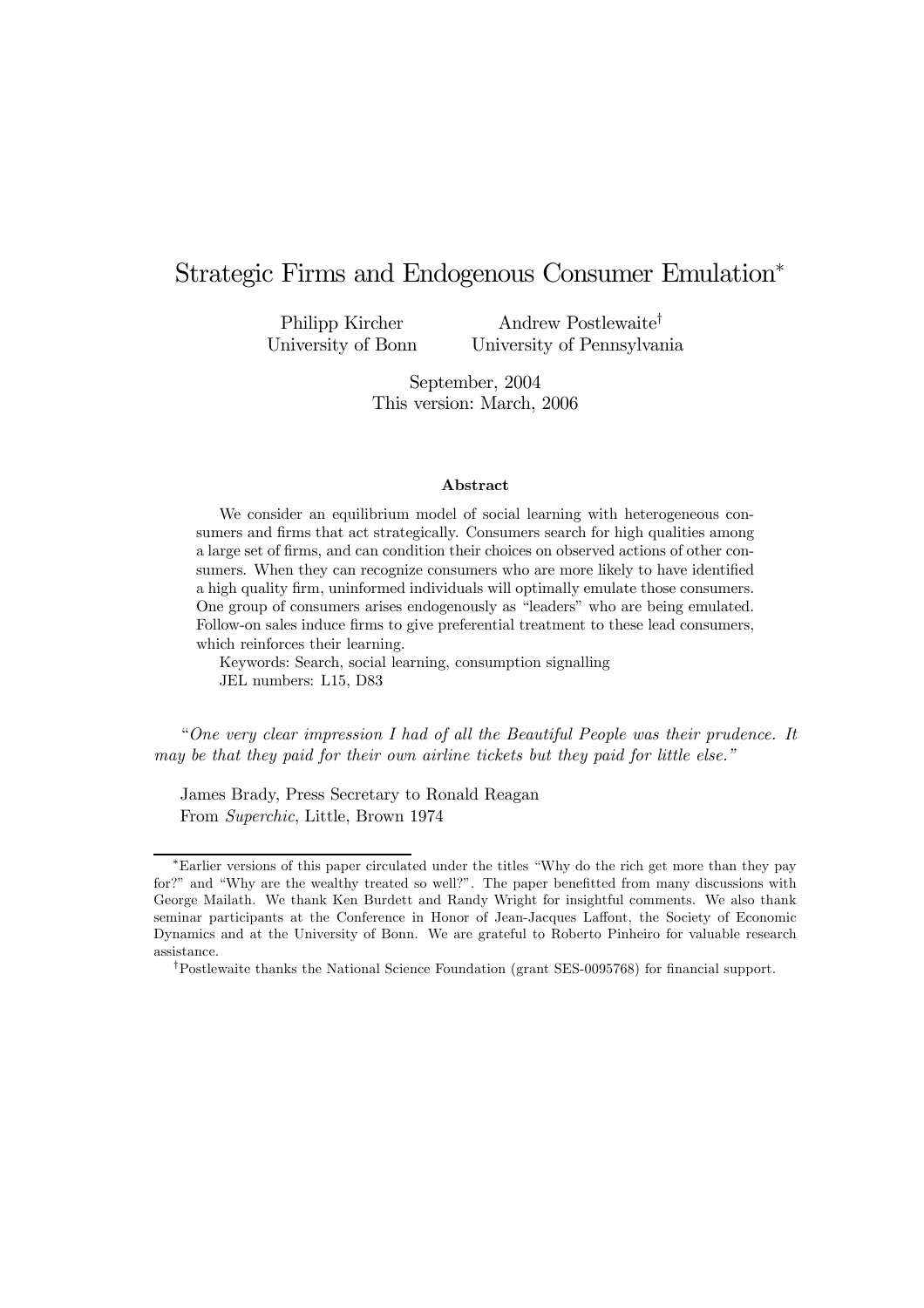# Strategic Firms and Endogenous Consumer Emulation*

Philipp Kircher
University of Bonn

Andrew Postlewaite†
University of Pennsylvania

September, 2004
This version: March, 2006

### Abstract

We consider an equilibrium model of social learning with heterogeneous consumers and firms that act strategically. Consumers search for high qualities among a large set of firms, and can condition their choices on observed actions of other consumers. When they can recognize consumers who are more likely to have identified a high quality firm, uninformed individuals will optimally emulate those consumers. One group of consumers arises endogenously as "leaders" who are being emulated. Follow-on sales induce firms to give preferential treatment to these lead consumers, which reinforces their learning.

Keywords: Search, social learning, consumption signalling
JEL numbers: L15, D83

*"One very clear impression I had of all the Beautiful People was their prudence. It may be that they paid for their own airline tickets but they paid for little else."*

James Brady, Press Secretary to Ronald Reagan
From *Superchic*, Little, Brown 1974

---

*Earlier versions of this paper circulated under the titles "Why do the rich get more than they pay for?" and "Why are the wealthy treated so well?". The paper benefitted from many discussions with George Mailath. We thank Ken Burdett and Randy Wright for insightful comments. We also thank seminar participants at the Conference in Honor of Jean-Jacques Laffont, the Society of Economic Dynamics and at the University of Bonn. We are grateful to Roberto Pinheiro for valuable research assistance.

†Postlewaite thanks the National Science Foundation (grant SES-0095768) for financial support.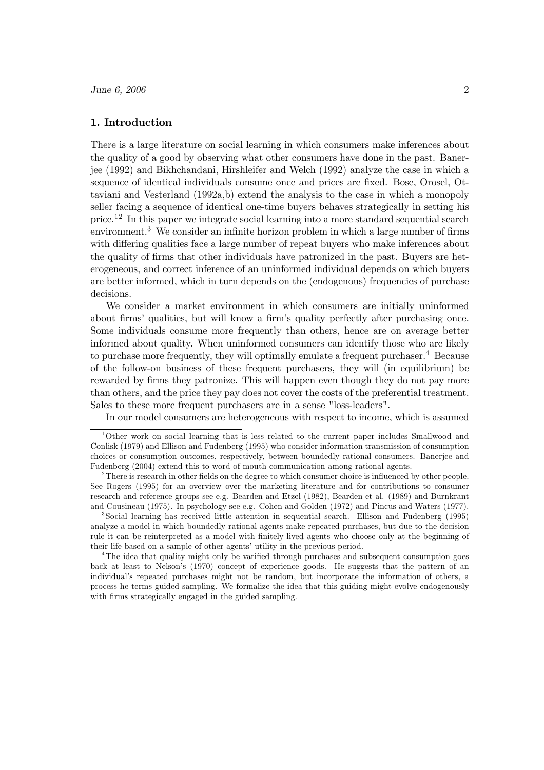## 1. Introduction

There is a large literature on social learning in which consumers make inferences about the quality of a good by observing what other consumers have done in the past. Banerjee (1992) and Bikhchandani, Hirshleifer and Welch (1992) analyze the case in which a sequence of identical individuals consume once and prices are fixed. Bose, Orosel, Ottaviani and Vesterland (1992a,b) extend the analysis to the case in which a monopoly seller facing a sequence of identical one-time buyers behaves strategically in setting his price.[1,2] In this paper we integrate social learning into a more standard sequential search environment.[3] We consider an infinite horizon problem in which a large number of firms with differing qualities face a large number of repeat buyers who make inferences about the quality of firms that other individuals have patronized in the past. Buyers are heterogeneous, and correct inference of an uninformed individual depends on which buyers are better informed, which in turn depends on the (endogenous) frequencies of purchase decisions.

We consider a market environment in which consumers are initially uninformed about firms' qualities, but will know a firm's quality perfectly after purchasing once. Some individuals consume more frequently than others, hence are on average better informed about quality. When uninformed consumers can identify those who are likely to purchase more frequently, they will optimally emulate a frequent purchaser.[4] Because of the follow-on business of these frequent purchasers, they will (in equilibrium) be rewarded by firms they patronize. This will happen even though they do not pay more than others, and the price they pay does not cover the costs of the preferential treatment. Sales to these more frequent purchasers are in a sense "loss-leaders".

In our model consumers are heterogeneous with respect to income, which is assumed

---

[1] Other work on social learning that is less related to the current paper includes Smallwood and Conlisk (1979) and Ellison and Fudenberg (1995) who consider information transmission of consumption choices or consumption outcomes, respectively, between boundedly rational consumers. Banerjee and Fudenberg (2004) extend this to word-of-mouth communication among rational agents.

[2] There is research in other fields on the degree to which consumer choice is influenced by other people. See Rogers (1995) for an overview over the marketing literature and for contributions to consumer research and reference groups see e.g. Bearden and Etzel (1982), Bearden et al. (1989) and Burnkrant and Cousineau (1975). In psychology see e.g. Cohen and Golden (1972) and Pincus and Waters (1977).

[3] Social learning has received little attention in sequential search. Ellison and Fudenberg (1995) analyze a model in which boundedly rational agents make repeated purchases, but due to the decision rule it can be reinterpreted as a model with finitely-lived agents who choose only at the beginning of their life based on a sample of other agents' utility in the previous period.

[4] The idea that quality might only be varified through purchases and subsequent consumption goes back at least to Nelson's (1970) concept of experience goods. He suggests that the pattern of an individual's repeated purchases might not be random, but incorporate the information of others, a process he terms guided sampling. We formalize the idea that this guiding might evolve endogenously with firms strategically engaged in the guided sampling.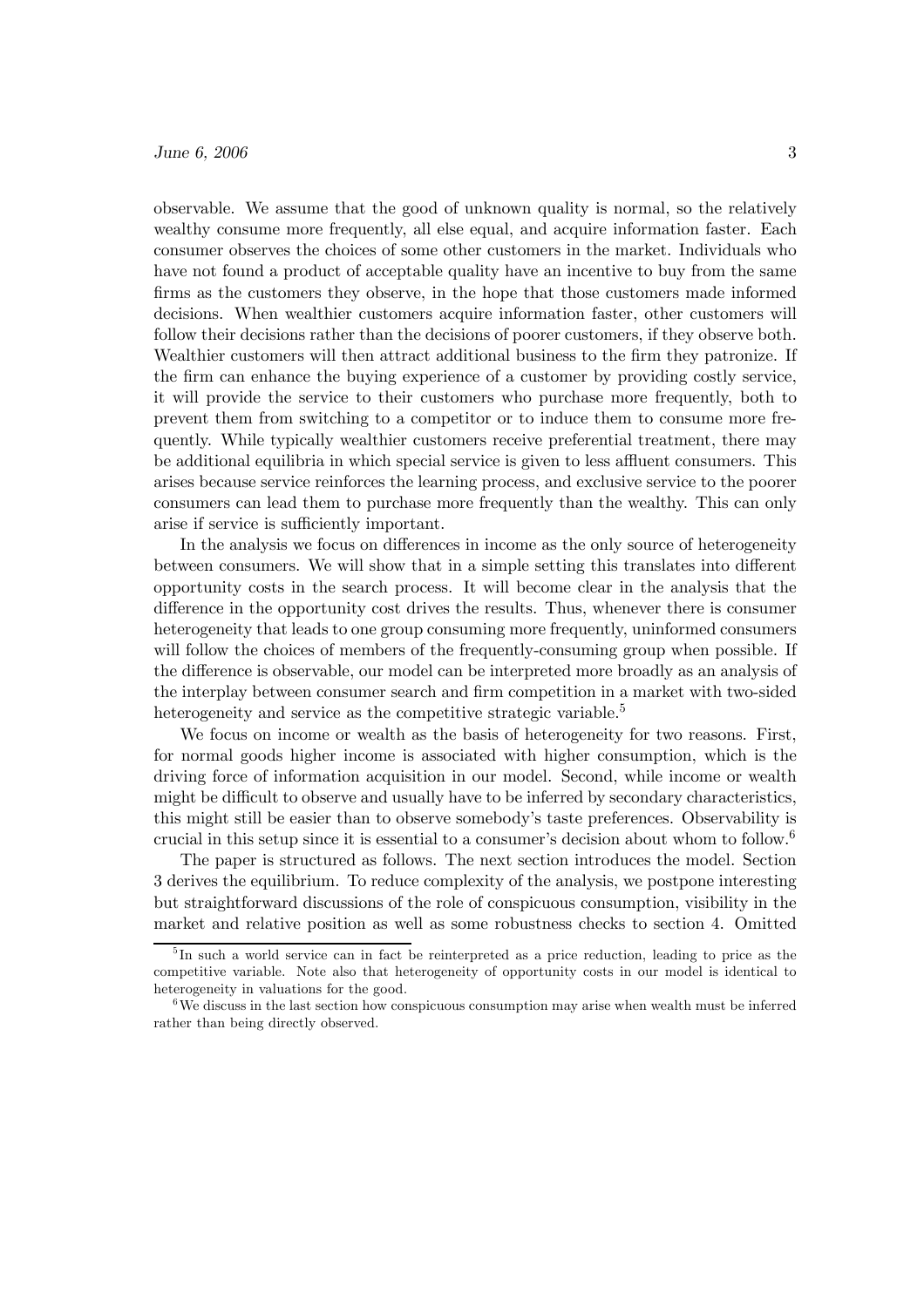observable. We assume that the good of unknown quality is normal, so the relatively wealthy consume more frequently, all else equal, and acquire information faster. Each consumer observes the choices of some other customers in the market. Individuals who have not found a product of acceptable quality have an incentive to buy from the same firms as the customers they observe, in the hope that those customers made informed decisions. When wealthier customers acquire information faster, other customers will follow their decisions rather than the decisions of poorer customers, if they observe both. Wealthier customers will then attract additional business to the firm they patronize. If the firm can enhance the buying experience of a customer by providing costly service, it will provide the service to their customers who purchase more frequently, both to prevent them from switching to a competitor or to induce them to consume more frequently. While typically wealthier customers receive preferential treatment, there may be additional equilibria in which special service is given to less affluent consumers. This arises because service reinforces the learning process, and exclusive service to the poorer consumers can lead them to purchase more frequently than the wealthy. This can only arise if service is sufficiently important.

In the analysis we focus on differences in income as the only source of heterogeneity between consumers. We will show that in a simple setting this translates into different opportunity costs in the search process. It will become clear in the analysis that the difference in the opportunity cost drives the results. Thus, whenever there is consumer heterogeneity that leads to one group consuming more frequently, uninformed consumers will follow the choices of members of the frequently-consuming group when possible. If the difference is observable, our model can be interpreted more broadly as an analysis of the interplay between consumer search and firm competition in a market with two-sided heterogeneity and service as the competitive strategic variable.[5]

We focus on income or wealth as the basis of heterogeneity for two reasons. First, for normal goods higher income is associated with higher consumption, which is the driving force of information acquisition in our model. Second, while income or wealth might be difficult to observe and usually have to be inferred by secondary characteristics, this might still be easier than to observe somebody's taste preferences. Observability is crucial in this setup since it is essential to a consumer's decision about whom to follow.[6]

The paper is structured as follows. The next section introduces the model. Section 3 derives the equilibrium. To reduce complexity of the analysis, we postpone interesting but straightforward discussions of the role of conspicuous consumption, visibility in the market and relative position as well as some robustness checks to section 4. Omitted

---

[5] In such a world service can in fact be reinterpreted as a price reduction, leading to price as the competitive variable. Note also that heterogeneity of opportunity costs in our model is identical to heterogeneity in valuations for the good.

[6] We discuss in the last section how conspicuous consumption may arise when wealth must be inferred rather than being directly observed.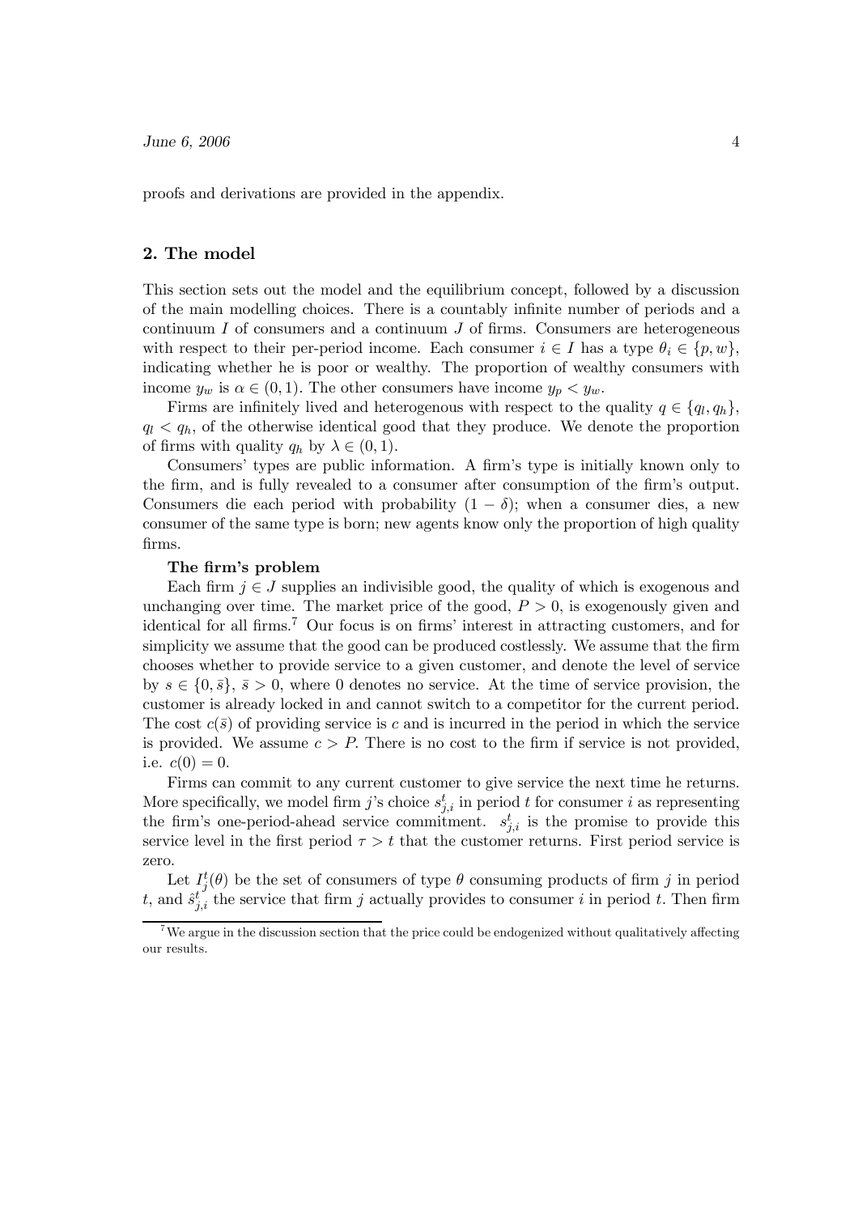proofs and derivations are provided in the appendix.

## 2. The model

This section sets out the model and the equilibrium concept, followed by a discussion of the main modelling choices. There is a countably infinite number of periods and a continuum $I$ of consumers and a continuum $J$ of firms. Consumers are heterogeneous with respect to their per-period income. Each consumer $i \in I$ has a type $\theta_i \in \{p, w\}$, indicating whether he is poor or wealthy. The proportion of wealthy consumers with income $y_w$ is $\alpha \in (0, 1)$. The other consumers have income $y_p < y_w$.

Firms are infinitely lived and heterogenous with respect to the quality $q \in \{q_l, q_h\}$, $q_l < q_h$, of the otherwise identical good that they produce. We denote the proportion of firms with quality $q_h$ by $\lambda \in (0, 1)$.

Consumers' types are public information. A firm's type is initially known only to the firm, and is fully revealed to a consumer after consumption of the firm's output. Consumers die each period with probability $(1 - \delta)$; when a consumer dies, a new consumer of the same type is born; new agents know only the proportion of high quality firms.

**The firm's problem**

Each firm $j \in J$ supplies an indivisible good, the quality of which is exogenous and unchanging over time. The market price of the good, $P > 0$, is exogenously given and identical for all firms.[7] Our focus is on firms' interest in attracting customers, and for simplicity we assume that the good can be produced costlessly. We assume that the firm chooses whether to provide service to a given customer, and denote the level of service by $s \in \{0, \bar{s}\}$, $\bar{s} > 0$, where 0 denotes no service. At the time of service provision, the customer is already locked in and cannot switch to a competitor for the current period. The cost $c(\bar{s})$ of providing service is $c$ and is incurred in the period in which the service is provided. We assume $c > P$. There is no cost to the firm if service is not provided, i.e. $c(0) = 0$.

Firms can commit to any current customer to give service the next time he returns. More specifically, we model firm $j$'s choice $s^t_{j,i}$ in period $t$ for consumer $i$ as representing the firm's one-period-ahead service commitment. $s^t_{j,i}$ is the promise to provide this service level in the first period $\tau > t$ that the customer returns. First period service is zero.

Let $I^t_j(\theta)$ be the set of consumers of type $\theta$ consuming products of firm $j$ in period $t$, and $\hat{s}^t_{j,i}$ the service that firm $j$ actually provides to consumer $i$ in period $t$. Then firm

[7] We argue in the discussion section that the price could be endogenized without qualitatively affecting our results.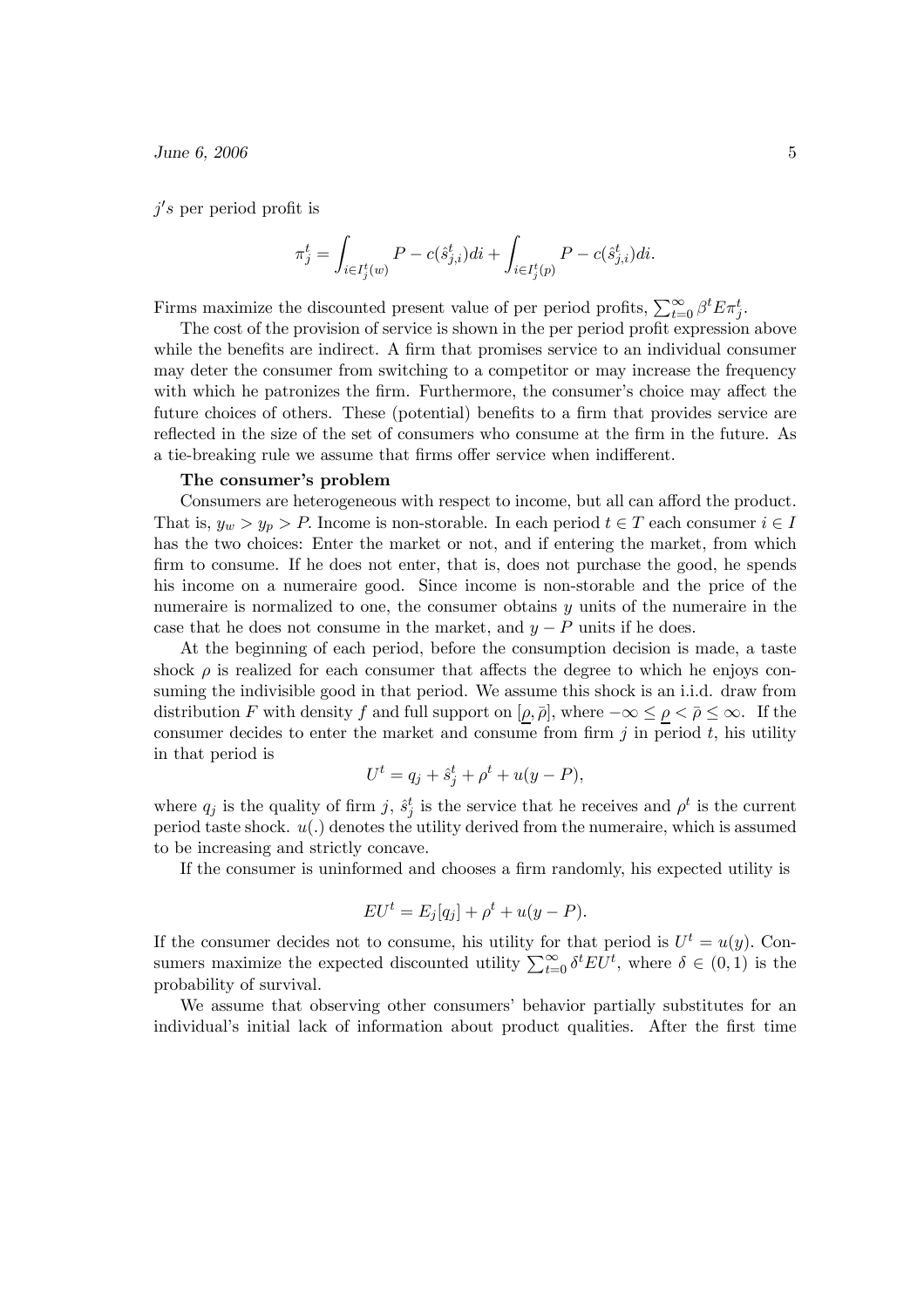$j's$ per period profit is

$$\pi_j^t = \int_{i \in I_j^t(w)} P - c(\hat{s}_{j,i}^t)di + \int_{i \in I_j^t(p)} P - c(\hat{s}_{j,i}^t)di.$$

Firms maximize the discounted present value of per period profits, $\sum_{t=0}^{\infty} \beta^t E\pi_j^t$.

The cost of the provision of service is shown in the per period profit expression above while the benefits are indirect. A firm that promises service to an individual consumer may deter the consumer from switching to a competitor or may increase the frequency with which he patronizes the firm. Furthermore, the consumer's choice may affect the future choices of others. These (potential) benefits to a firm that provides service are reflected in the size of the set of consumers who consume at the firm in the future. As a tie-breaking rule we assume that firms offer service when indifferent.

**The consumer's problem**

Consumers are heterogeneous with respect to income, but all can afford the product. That is, $y_w > y_p > P$. Income is non-storable. In each period $t \in T$ each consumer $i \in I$ has the two choices: Enter the market or not, and if entering the market, from which firm to consume. If he does not enter, that is, does not purchase the good, he spends his income on a numeraire good. Since income is non-storable and the price of the numeraire is normalized to one, the consumer obtains $y$ units of the numeraire in the case that he does not consume in the market, and $y - P$ units if he does.

At the beginning of each period, before the consumption decision is made, a taste shock $\rho$ is realized for each consumer that affects the degree to which he enjoys consuming the indivisible good in that period. We assume this shock is an i.i.d. draw from distribution $F$ with density $f$ and full support on $[\underline{\rho}, \bar{\rho}]$, where $-\infty \leq \underline{\rho} < \bar{\rho} \leq \infty$. If the consumer decides to enter the market and consume from firm $j$ in period $t$, his utility in that period is

$$U^t = q_j + \hat{s}_j^t + \rho^t + u(y - P),$$

where $q_j$ is the quality of firm $j$, $\hat{s}_j^t$ is the service that he receives and $\rho^t$ is the current period taste shock. $u(.)$ denotes the utility derived from the numeraire, which is assumed to be increasing and strictly concave.

If the consumer is uninformed and chooses a firm randomly, his expected utility is

$$EU^t = E_j[q_j] + \rho^t + u(y - P).$$

If the consumer decides not to consume, his utility for that period is $U^t = u(y)$. Consumers maximize the expected discounted utility $\sum_{t=0}^{\infty} \delta^t EU^t$, where $\delta \in (0, 1)$ is the probability of survival.

We assume that observing other consumers' behavior partially substitutes for an individual's initial lack of information about product qualities. After the first time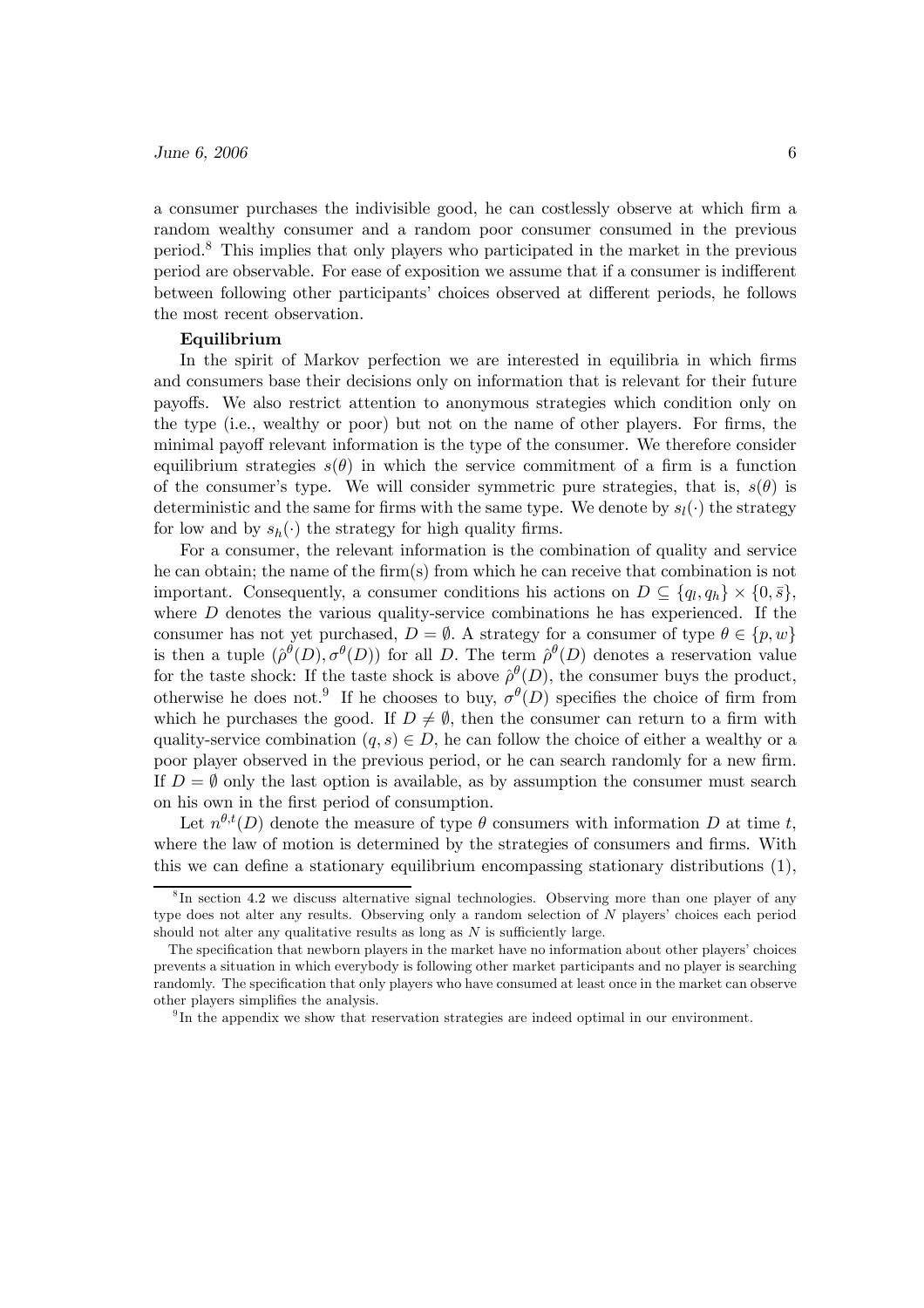a consumer purchases the indivisible good, he can costlessly observe at which firm a random wealthy consumer and a random poor consumer consumed in the previous period.[8] This implies that only players who participated in the market in the previous period are observable. For ease of exposition we assume that if a consumer is indifferent between following other participants' choices observed at different periods, he follows the most recent observation.

**Equilibrium**

In the spirit of Markov perfection we are interested in equilibria in which firms and consumers base their decisions only on information that is relevant for their future payoffs. We also restrict attention to anonymous strategies which condition only on the type (i.e., wealthy or poor) but not on the name of other players. For firms, the minimal payoff relevant information is the type of the consumer. We therefore consider equilibrium strategies $s(\theta)$ in which the service commitment of a firm is a function of the consumer's type. We will consider symmetric pure strategies, that is, $s(\theta)$ is deterministic and the same for firms with the same type. We denote by $s_l(\cdot)$ the strategy for low and by $s_h(\cdot)$ the strategy for high quality firms.

For a consumer, the relevant information is the combination of quality and service he can obtain; the name of the firm(s) from which he can receive that combination is not important. Consequently, a consumer conditions his actions on $D \subseteq \{q_l, q_h\} \times \{0, \bar{s}\}$, where $D$ denotes the various quality-service combinations he has experienced. If the consumer has not yet purchased, $D = \emptyset$. A strategy for a consumer of type $\theta \in \{p, w\}$ is then a tuple $(\hat{\rho}^{\theta}(D), \sigma^{\theta}(D))$ for all $D$. The term $\hat{\rho}^{\theta}(D)$ denotes a reservation value for the taste shock: If the taste shock is above $\hat{\rho}^{\theta}(D)$, the consumer buys the product, otherwise he does not.[9] If he chooses to buy, $\sigma^{\theta}(D)$ specifies the choice of firm from which he purchases the good. If $D \neq \emptyset$, then the consumer can return to a firm with quality-service combination $(q, s) \in D$, he can follow the choice of either a wealthy or a poor player observed in the previous period, or he can search randomly for a new firm. If $D = \emptyset$ only the last option is available, as by assumption the consumer must search on his own in the first period of consumption.

Let $n^{\theta,t}(D)$ denote the measure of type $\theta$ consumers with information $D$ at time $t$, where the law of motion is determined by the strategies of consumers and firms. With this we can define a stationary equilibrium encompassing stationary distributions (1),

---

[8] In section 4.2 we discuss alternative signal technologies. Observing more than one player of any type does not alter any results. Observing only a random selection of $N$ players' choices each period should not alter any qualitative results as long as $N$ is sufficiently large.

The specification that newborn players in the market have no information about other players' choices prevents a situation in which everybody is following other market participants and no player is searching randomly. The specification that only players who have consumed at least once in the market can observe other players simplifies the analysis.

[9] In the appendix we show that reservation strategies are indeed optimal in our environment.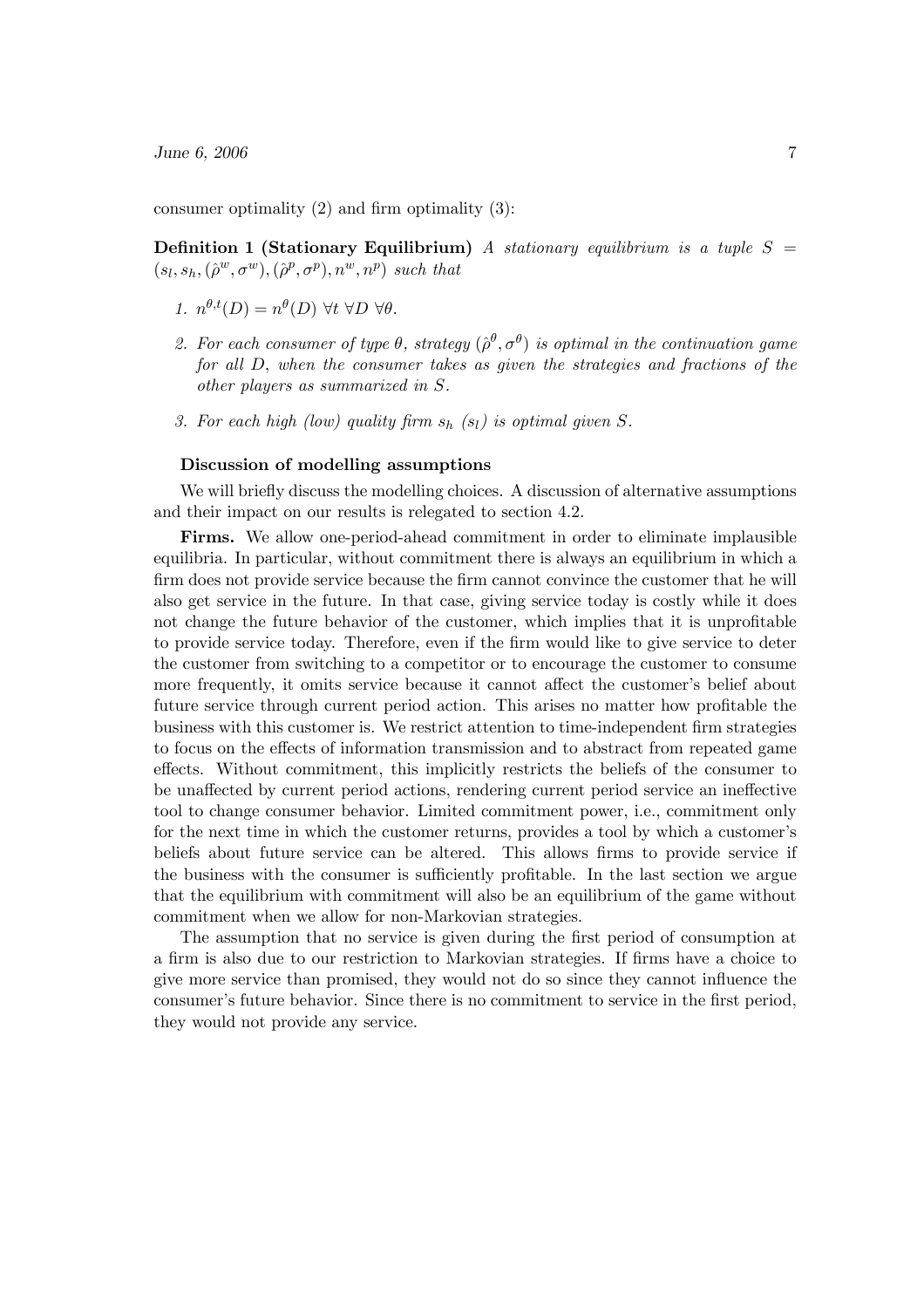consumer optimality (2) and firm optimality (3):

**Definition 1 (Stationary Equilibrium)** *A stationary equilibrium is a tuple $S = (s_l, s_h, (\hat{\rho}^w, \sigma^w), (\hat{\rho}^p, \sigma^p), n^w, n^p)$ such that*

1. $n^{\theta,t}(D) = n^{\theta}(D)$ $\forall t$ $\forall D$ $\forall \theta$.
2. *For each consumer of type $\theta$, strategy $(\hat{\rho}^{\theta}, \sigma^{\theta})$ is optimal in the continuation game for all $D$, when the consumer takes as given the strategies and fractions of the other players as summarized in $S$.*
3. *For each high (low) quality firm $s_h$ ($s_l$) is optimal given $S$.*

#### Discussion of modelling assumptions

We will briefly discuss the modelling choices. A discussion of alternative assumptions and their impact on our results is relegated to section 4.2.

**Firms.** We allow one-period-ahead commitment in order to eliminate implausible equilibria. In particular, without commitment there is always an equilibrium in which a firm does not provide service because the firm cannot convince the customer that he will also get service in the future. In that case, giving service today is costly while it does not change the future behavior of the customer, which implies that it is unprofitable to provide service today. Therefore, even if the firm would like to give service to deter the customer from switching to a competitor or to encourage the customer to consume more frequently, it omits service because it cannot affect the customer's belief about future service through current period action. This arises no matter how profitable the business with this customer is. We restrict attention to time-independent firm strategies to focus on the effects of information transmission and to abstract from repeated game effects. Without commitment, this implicitly restricts the beliefs of the consumer to be unaffected by current period actions, rendering current period service an ineffective tool to change consumer behavior. Limited commitment power, i.e., commitment only for the next time in which the customer returns, provides a tool by which a customer's beliefs about future service can be altered. This allows firms to provide service if the business with the consumer is sufficiently profitable. In the last section we argue that the equilibrium with commitment will also be an equilibrium of the game without commitment when we allow for non-Markovian strategies.

The assumption that no service is given during the first period of consumption at a firm is also due to our restriction to Markovian strategies. If firms have a choice to give more service than promised, they would not do so since they cannot influence the consumer's future behavior. Since there is no commitment to service in the first period, they would not provide any service.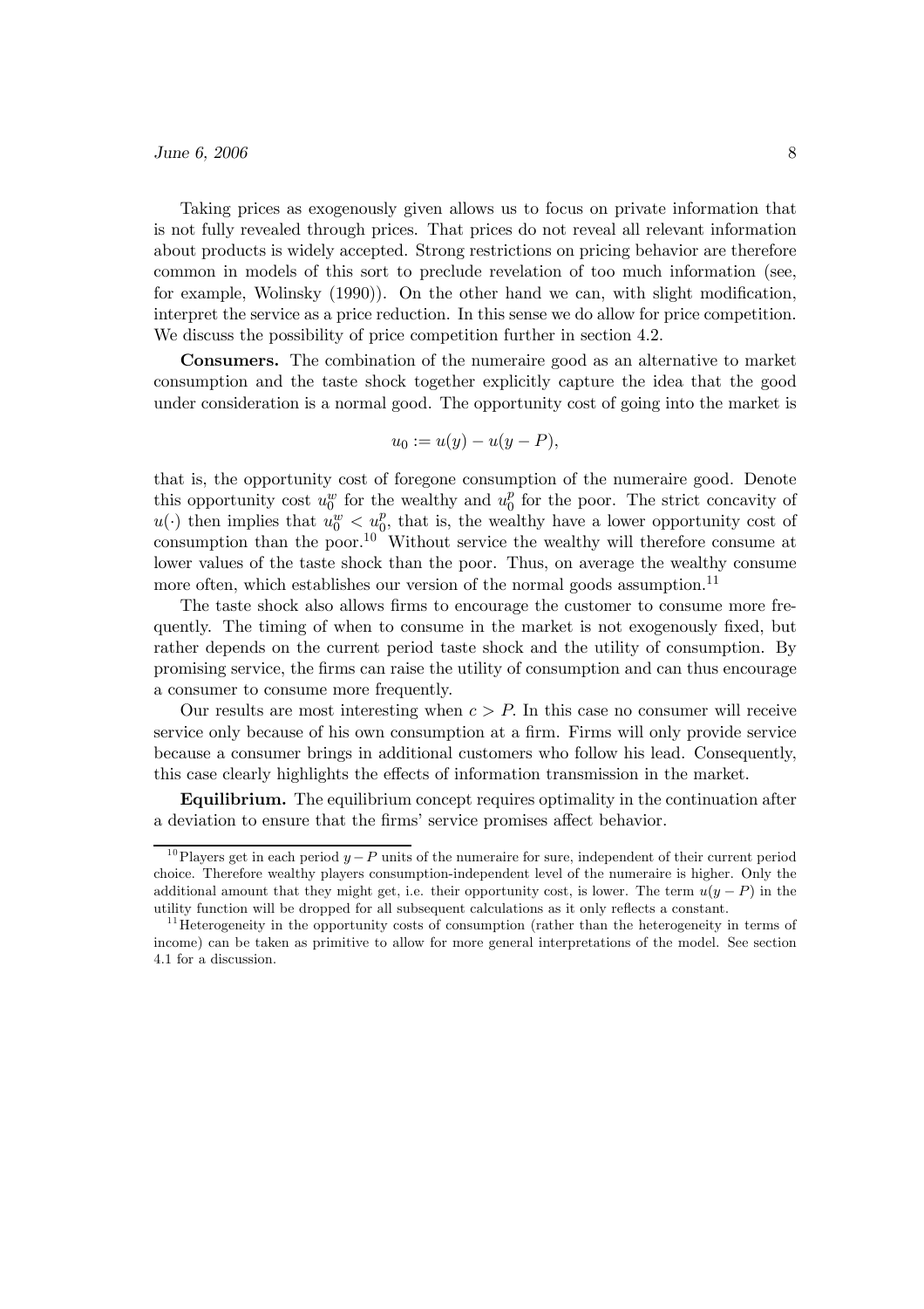Taking prices as exogenously given allows us to focus on private information that is not fully revealed through prices. That prices do not reveal all relevant information about products is widely accepted. Strong restrictions on pricing behavior are therefore common in models of this sort to preclude revelation of too much information (see, for example, Wolinsky (1990)). On the other hand we can, with slight modification, interpret the service as a price reduction. In this sense we do allow for price competition. We discuss the possibility of price competition further in section 4.2.

**Consumers.** The combination of the numeraire good as an alternative to market consumption and the taste shock together explicitly capture the idea that the good under consideration is a normal good. The opportunity cost of going into the market is

$$u_0 := u(y) - u(y - P),$$

that is, the opportunity cost of foregone consumption of the numeraire good. Denote this opportunity cost $u_0^w$ for the wealthy and $u_0^p$ for the poor. The strict concavity of $u(\cdot)$ then implies that $u_0^w < u_0^p$, that is, the wealthy have a lower opportunity cost of consumption than the poor.[10] Without service the wealthy will therefore consume at lower values of the taste shock than the poor. Thus, on average the wealthy consume more often, which establishes our version of the normal goods assumption.[11]

The taste shock also allows firms to encourage the customer to consume more frequently. The timing of when to consume in the market is not exogenously fixed, but rather depends on the current period taste shock and the utility of consumption. By promising service, the firms can raise the utility of consumption and can thus encourage a consumer to consume more frequently.

Our results are most interesting when $c > P$. In this case no consumer will receive service only because of his own consumption at a firm. Firms will only provide service because a consumer brings in additional customers who follow his lead. Consequently, this case clearly highlights the effects of information transmission in the market.

**Equilibrium.** The equilibrium concept requires optimality in the continuation after a deviation to ensure that the firms' service promises affect behavior.

---

[10] Players get in each period $y - P$ units of the numeraire for sure, independent of their current period choice. Therefore wealthy players consumption-independent level of the numeraire is higher. Only the additional amount that they might get, i.e. their opportunity cost, is lower. The term $u(y - P)$ in the utility function will be dropped for all subsequent calculations as it only reflects a constant.

[11] Heterogeneity in the opportunity costs of consumption (rather than the heterogeneity in terms of income) can be taken as primitive to allow for more general interpretations of the model. See section 4.1 for a discussion.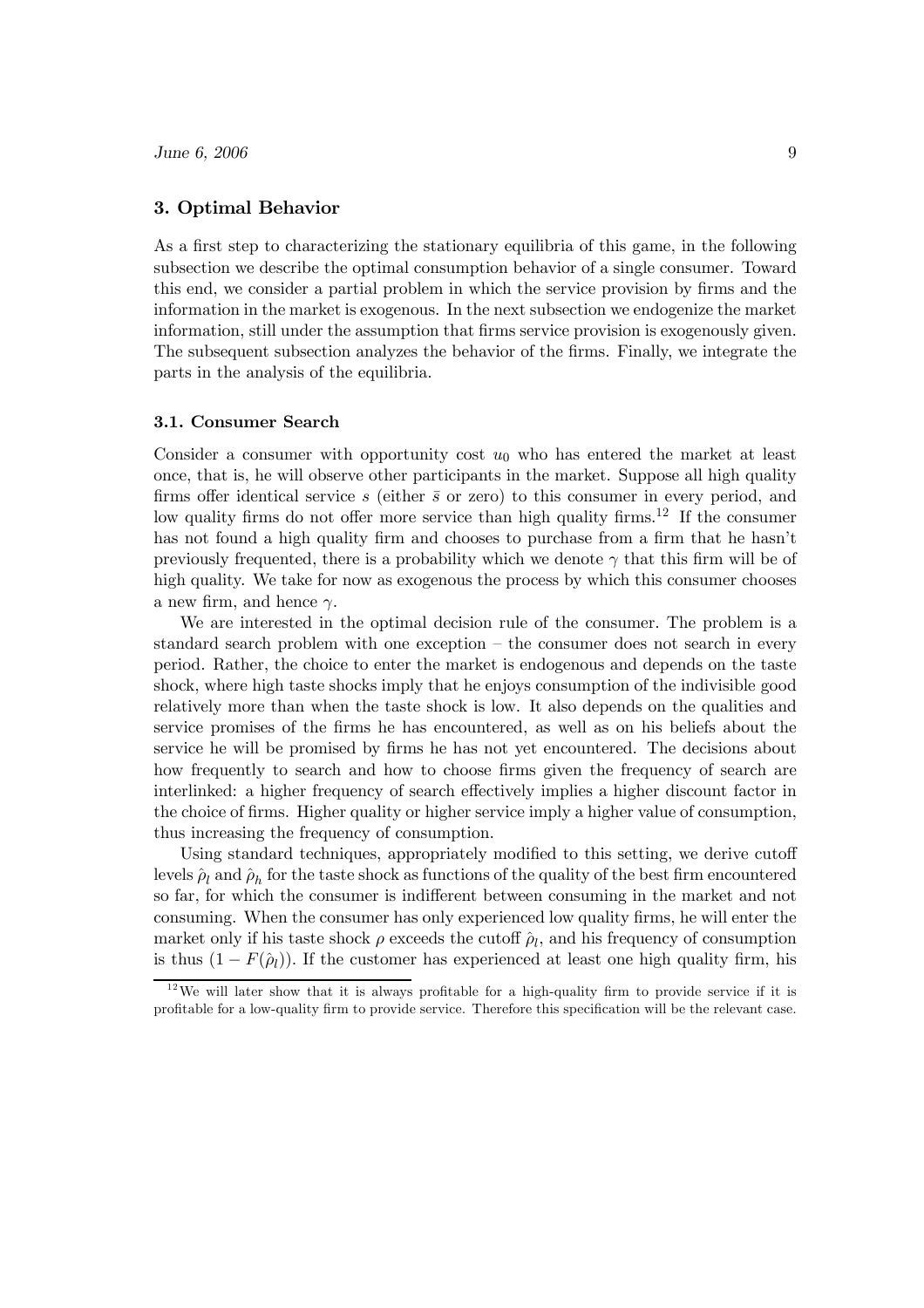## 3. Optimal Behavior

As a first step to characterizing the stationary equilibria of this game, in the following subsection we describe the optimal consumption behavior of a single consumer. Toward this end, we consider a partial problem in which the service provision by firms and the information in the market is exogenous. In the next subsection we endogenize the market information, still under the assumption that firms service provision is exogenously given. The subsequent subsection analyzes the behavior of the firms. Finally, we integrate the parts in the analysis of the equilibria.

### 3.1. Consumer Search

Consider a consumer with opportunity cost $u_0$ who has entered the market at least once, that is, he will observe other participants in the market. Suppose all high quality firms offer identical service $s$ (either $\bar{s}$ or zero) to this consumer in every period, and low quality firms do not offer more service than high quality firms.[12] If the consumer has not found a high quality firm and chooses to purchase from a firm that he hasn't previously frequented, there is a probability which we denote $\gamma$ that this firm will be of high quality. We take for now as exogenous the process by which this consumer chooses a new firm, and hence $\gamma$.

We are interested in the optimal decision rule of the consumer. The problem is a standard search problem with one exception – the consumer does not search in every period. Rather, the choice to enter the market is endogenous and depends on the taste shock, where high taste shocks imply that he enjoys consumption of the indivisible good relatively more than when the taste shock is low. It also depends on the qualities and service promises of the firms he has encountered, as well as on his beliefs about the service he will be promised by firms he has not yet encountered. The decisions about how frequently to search and how to choose firms given the frequency of search are interlinked: a higher frequency of search effectively implies a higher discount factor in the choice of firms. Higher quality or higher service imply a higher value of consumption, thus increasing the frequency of consumption.

Using standard techniques, appropriately modified to this setting, we derive cutoff levels $\hat{\rho}_l$ and $\hat{\rho}_h$ for the taste shock as functions of the quality of the best firm encountered so far, for which the consumer is indifferent between consuming in the market and not consuming. When the consumer has only experienced low quality firms, he will enter the market only if his taste shock $\rho$ exceeds the cutoff $\hat{\rho}_l$, and his frequency of consumption is thus $(1 - F(\hat{\rho}_l))$. If the customer has experienced at least one high quality firm, his

[12] We will later show that it is always profitable for a high-quality firm to provide service if it is profitable for a low-quality firm to provide service. Therefore this specification will be the relevant case.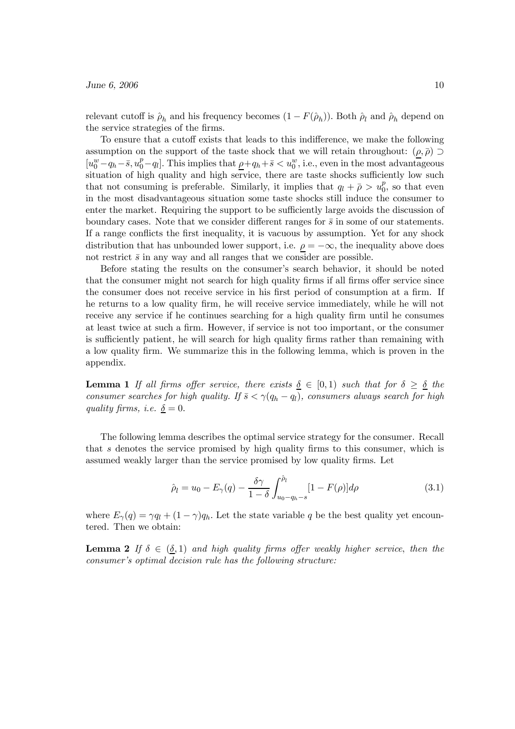relevant cutoff is $\hat{\rho}_h$ and his frequency becomes $(1 - F(\hat{\rho}_h))$. Both $\hat{\rho}_l$ and $\hat{\rho}_h$ depend on the service strategies of the firms.

To ensure that a cutoff exists that leads to this indifference, we make the following assumption on the support of the taste shock that we will retain throughout: $(\underline{\rho}, \bar{\rho}) \supset [u_0^w - q_h - \bar{s}, u_0^p - q_l]$. This implies that $\underline{\rho} + q_h + \bar{s} < u_0^w$, i.e., even in the most advantageous situation of high quality and high service, there are taste shocks sufficiently low such that not consuming is preferable. Similarly, it implies that $q_l + \bar{\rho} > u_0^p$, so that even in the most disadvantageous situation some taste shocks still induce the consumer to enter the market. Requiring the support to be sufficiently large avoids the discussion of boundary cases. Note that we consider different ranges for $\bar{s}$ in some of our statements. If a range conflicts the first inequality, it is vacuous by assumption. Yet for any shock distribution that has unbounded lower support, i.e. $\underline{\rho} = -\infty$, the inequality above does not restrict $\bar{s}$ in any way and all ranges that we consider are possible.

Before stating the results on the consumer's search behavior, it should be noted that the consumer might not search for high quality firms if all firms offer service since the consumer does not receive service in his first period of consumption at a firm. If he returns to a low quality firm, he will receive service immediately, while he will not receive any service if he continues searching for a high quality firm until he consumes at least twice at such a firm. However, if service is not too important, or the consumer is sufficiently patient, he will search for high quality firms rather than remaining with a low quality firm. We summarize this in the following lemma, which is proven in the appendix.

**Lemma 1** *If all firms offer service, there exists $\underline{\delta} \in [0, 1)$ such that for $\delta \geq \underline{\delta}$ the consumer searches for high quality. If $\bar{s} < \gamma(q_h - q_l)$, consumers always search for high quality firms, i.e. $\underline{\delta} = 0$.*

The following lemma describes the optimal service strategy for the consumer. Recall that $s$ denotes the service promised by high quality firms to this consumer, which is assumed weakly larger than the service promised by low quality firms. Let

$$\hat{\rho}_l = u_0 - E_\gamma(q) - \frac{\delta\gamma}{1-\delta} \int_{u_0 - q_h - s}^{\hat{\rho}_l} [1 - F(\rho)] d\rho \tag{3.1}$$

where $E_\gamma(q) = \gamma q_l + (1 - \gamma) q_h$. Let the state variable $q$ be the best quality yet encountered. Then we obtain:

**Lemma 2** *If $\delta \in (\underline{\delta}, 1)$ and high quality firms offer weakly higher service, then the consumer's optimal decision rule has the following structure:*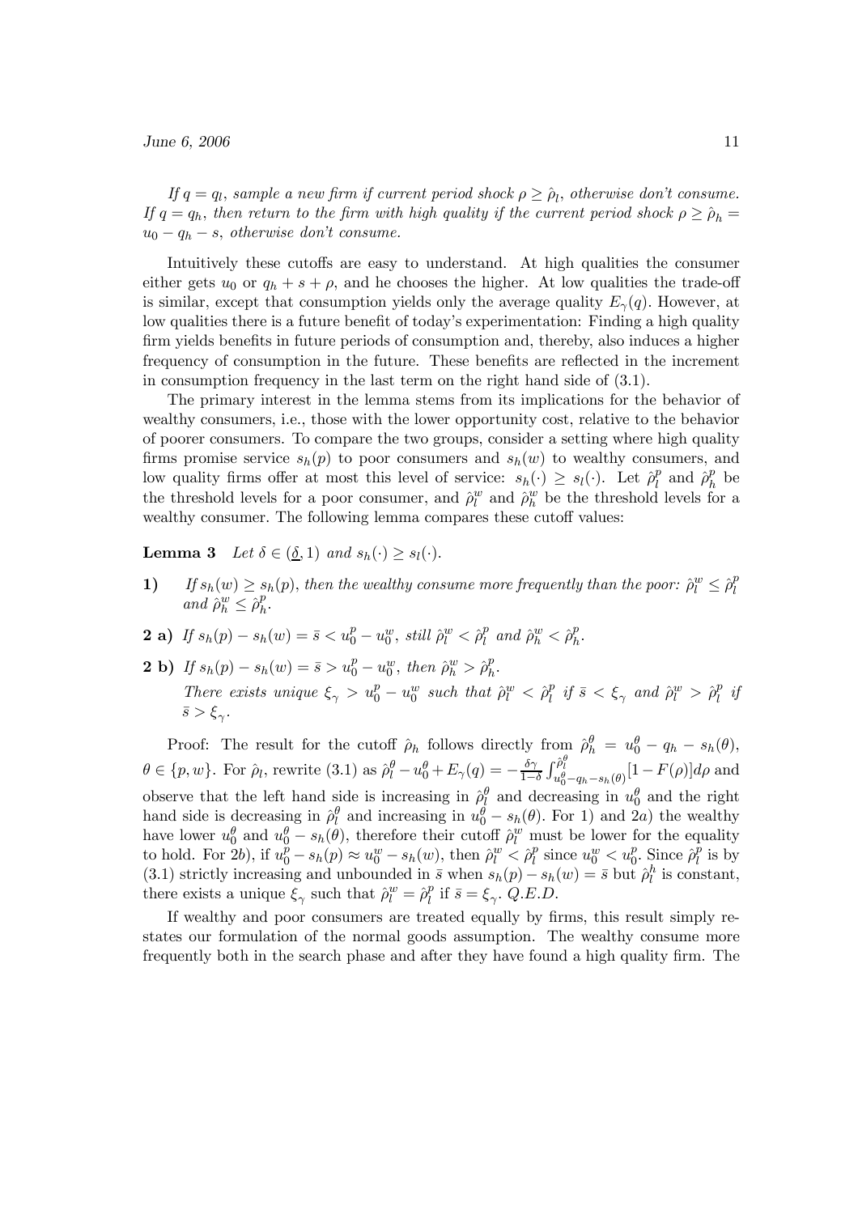*If $q = q_l$, sample a new firm if current period shock $\rho \geq \hat{\rho}_l$, otherwise don't consume. If $q = q_h$, then return to the firm with high quality if the current period shock $\rho \geq \hat{\rho}_h = u_0 - q_h - s$, otherwise don't consume.*

Intuitively these cutoffs are easy to understand. At high qualities the consumer either gets $u_0$ or $q_h + s + \rho$, and he chooses the higher. At low qualities the trade-off is similar, except that consumption yields only the average quality $E_\gamma(q)$. However, at low qualities there is a future benefit of today's experimentation: Finding a high quality firm yields benefits in future periods of consumption and, thereby, also induces a higher frequency of consumption in the future. These benefits are reflected in the increment in consumption frequency in the last term on the right hand side of (3.1).

The primary interest in the lemma stems from its implications for the behavior of wealthy consumers, i.e., those with the lower opportunity cost, relative to the behavior of poorer consumers. To compare the two groups, consider a setting where high quality firms promise service $s_h(p)$ to poor consumers and $s_h(w)$ to wealthy consumers, and low quality firms offer at most this level of service: $s_h(\cdot) \geq s_l(\cdot)$. Let $\hat{\rho}_l^p$ and $\hat{\rho}_h^p$ be the threshold levels for a poor consumer, and $\hat{\rho}_l^w$ and $\hat{\rho}_h^w$ be the threshold levels for a wealthy consumer. The following lemma compares these cutoff values:

**Lemma 3** *Let $\delta \in (\underline{\delta}, 1)$ and $s_h(\cdot) \geq s_l(\cdot)$.*

**1)** *If $s_h(w) \geq s_h(p)$, then the wealthy consume more frequently than the poor: $\hat{\rho}_l^w \leq \hat{\rho}_l^p$ and $\hat{\rho}_h^w \leq \hat{\rho}_h^p$.*

**2 a)** *If $s_h(p) - s_h(w) = \bar{s} < u_0^p - u_0^w$, still $\hat{\rho}_l^w < \hat{\rho}_l^p$ and $\hat{\rho}_h^w < \hat{\rho}_h^p$.*

**2 b)** *If $s_h(p) - s_h(w) = \bar{s} > u_0^p - u_0^w$, then $\hat{\rho}_h^w > \hat{\rho}_h^p$.*
*There exists unique $\xi_\gamma > u_0^p - u_0^w$ such that $\hat{\rho}_l^w < \hat{\rho}_l^p$ if $\bar{s} < \xi_\gamma$ and $\hat{\rho}_l^w > \hat{\rho}_l^p$ if $\bar{s} > \xi_\gamma$.*

Proof: The result for the cutoff $\hat{\rho}_h$ follows directly from $\hat{\rho}_h^\theta = u_0^\theta - q_h - s_h(\theta)$, $\theta \in \{p, w\}$. For $\hat{\rho}_l$, rewrite (3.1) as $\hat{\rho}_l^\theta - u_0^\theta + E_\gamma(q) = -\frac{\delta\gamma}{1-\delta}\int_{u_0^\theta - q_h - s_h(\theta)}^{\hat{\rho}_l^\theta}[1 - F(\rho)]d\rho$ and observe that the left hand side is increasing in $\hat{\rho}_l^\theta$ and decreasing in $u_0^\theta$ and the right hand side is decreasing in $\hat{\rho}_l^\theta$ and increasing in $u_0^\theta - s_h(\theta)$. For 1) and 2*a*) the wealthy have lower $u_0^\theta$ and $u_0^\theta - s_h(\theta)$, therefore their cutoff $\hat{\rho}_l^w$ must be lower for the equality to hold. For 2*b*), if $u_0^p - s_h(p) \approx u_0^w - s_h(w)$, then $\hat{\rho}_l^w < \hat{\rho}_l^p$ since $u_0^w < u_0^p$. Since $\hat{\rho}_l^p$ is by (3.1) strictly increasing and unbounded in $\bar{s}$ when $s_h(p) - s_h(w) = \bar{s}$ but $\hat{\rho}_l^h$ is constant, there exists a unique $\xi_\gamma$ such that $\hat{\rho}_l^w = \hat{\rho}_l^p$ if $\bar{s} = \xi_\gamma$. *Q.E.D.*

If wealthy and poor consumers are treated equally by firms, this result simply restates our formulation of the normal goods assumption. The wealthy consume more frequently both in the search phase and after they have found a high quality firm. The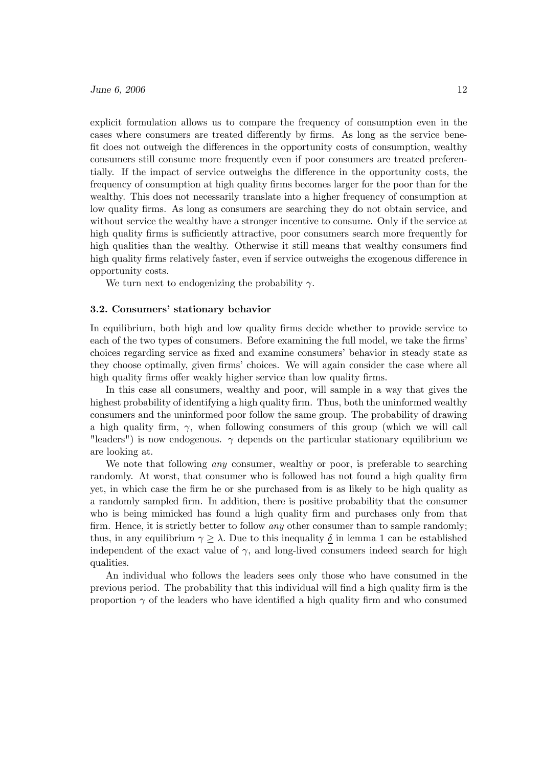explicit formulation allows us to compare the frequency of consumption even in the cases where consumers are treated differently by firms. As long as the service benefit does not outweigh the differences in the opportunity costs of consumption, wealthy consumers still consume more frequently even if poor consumers are treated preferentially. If the impact of service outweighs the difference in the opportunity costs, the frequency of consumption at high quality firms becomes larger for the poor than for the wealthy. This does not necessarily translate into a higher frequency of consumption at low quality firms. As long as consumers are searching they do not obtain service, and without service the wealthy have a stronger incentive to consume. Only if the service at high quality firms is sufficiently attractive, poor consumers search more frequently for high qualities than the wealthy. Otherwise it still means that wealthy consumers find high quality firms relatively faster, even if service outweighs the exogenous difference in opportunity costs.

We turn next to endogenizing the probability $\gamma$.

### 3.2. Consumers' stationary behavior

In equilibrium, both high and low quality firms decide whether to provide service to each of the two types of consumers. Before examining the full model, we take the firms' choices regarding service as fixed and examine consumers' behavior in steady state as they choose optimally, given firms' choices. We will again consider the case where all high quality firms offer weakly higher service than low quality firms.

In this case all consumers, wealthy and poor, will sample in a way that gives the highest probability of identifying a high quality firm. Thus, both the uninformed wealthy consumers and the uninformed poor follow the same group. The probability of drawing a high quality firm, $\gamma$, when following consumers of this group (which we will call "leaders") is now endogenous. $\gamma$ depends on the particular stationary equilibrium we are looking at.

We note that following *any* consumer, wealthy or poor, is preferable to searching randomly. At worst, that consumer who is followed has not found a high quality firm yet, in which case the firm he or she purchased from is as likely to be high quality as a randomly sampled firm. In addition, there is positive probability that the consumer who is being mimicked has found a high quality firm and purchases only from that firm. Hence, it is strictly better to follow *any* other consumer than to sample randomly; thus, in any equilibrium $\gamma \geq \lambda$. Due to this inequality $\underline{\delta}$ in lemma 1 can be established independent of the exact value of $\gamma$, and long-lived consumers indeed search for high qualities.

An individual who follows the leaders sees only those who have consumed in the previous period. The probability that this individual will find a high quality firm is the proportion $\gamma$ of the leaders who have identified a high quality firm and who consumed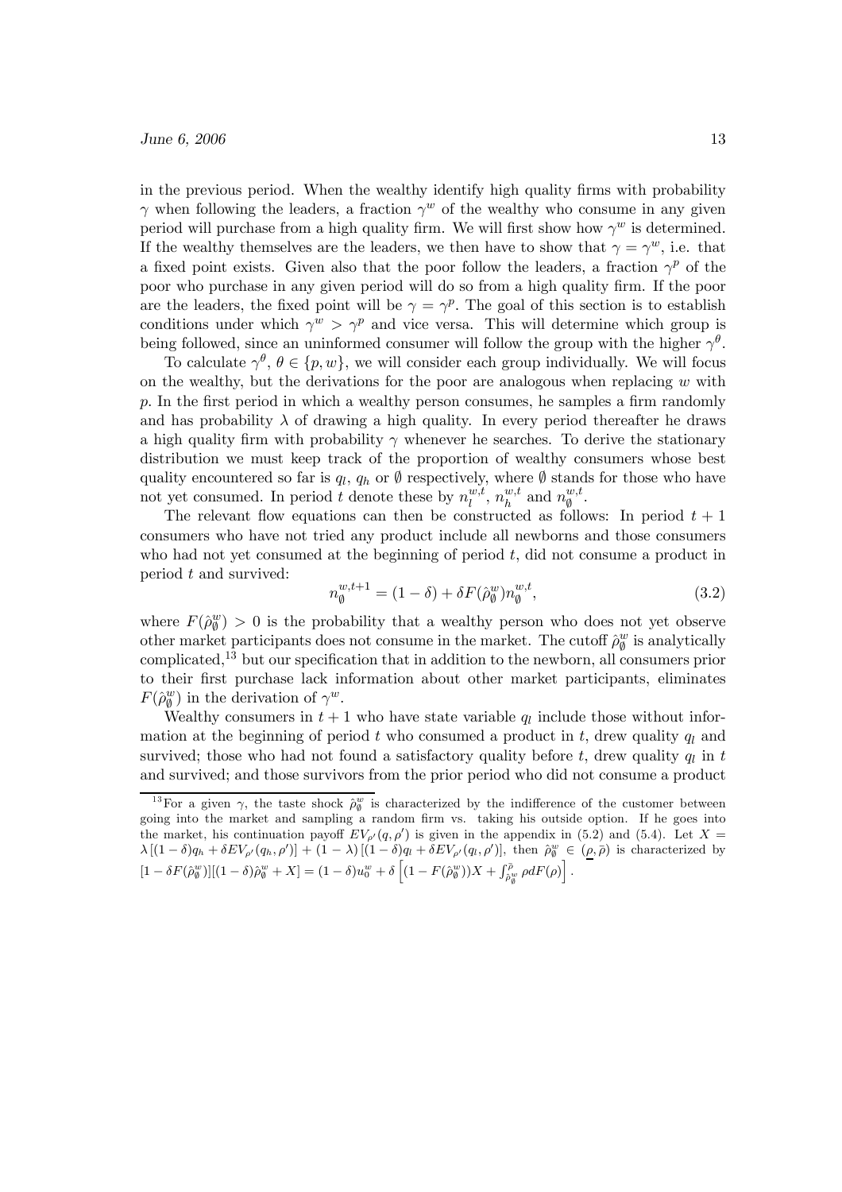in the previous period. When the wealthy identify high quality firms with probability $\gamma$ when following the leaders, a fraction $\gamma^w$ of the wealthy who consume in any given period will purchase from a high quality firm. We will first show how $\gamma^w$ is determined. If the wealthy themselves are the leaders, we then have to show that $\gamma = \gamma^w$, i.e. that a fixed point exists. Given also that the poor follow the leaders, a fraction $\gamma^p$ of the poor who purchase in any given period will do so from a high quality firm. If the poor are the leaders, the fixed point will be $\gamma = \gamma^p$. The goal of this section is to establish conditions under which $\gamma^w > \gamma^p$ and vice versa. This will determine which group is being followed, since an uninformed consumer will follow the group with the higher $\gamma^\theta$.

To calculate $\gamma^\theta$, $\theta \in \{p, w\}$, we will consider each group individually. We will focus on the wealthy, but the derivations for the poor are analogous when replacing $w$ with $p$. In the first period in which a wealthy person consumes, he samples a firm randomly and has probability $\lambda$ of drawing a high quality. In every period thereafter he draws a high quality firm with probability $\gamma$ whenever he searches. To derive the stationary distribution we must keep track of the proportion of wealthy consumers whose best quality encountered so far is $q_l$, $q_h$ or $\emptyset$ respectively, where $\emptyset$ stands for those who have not yet consumed. In period $t$ denote these by $n_l^{w,t}$, $n_h^{w,t}$ and $n_\emptyset^{w,t}$.

The relevant flow equations can then be constructed as follows: In period $t+1$ consumers who have not tried any product include all newborns and those consumers who had not yet consumed at the beginning of period $t$, did not consume a product in period $t$ and survived:

$$n_\emptyset^{w,t+1} = (1-\delta) + \delta F(\hat{\rho}_\emptyset^w) n_\emptyset^{w,t}, \tag{3.2}$$

where $F(\hat{\rho}_\emptyset^w) > 0$ is the probability that a wealthy person who does not yet observe other market participants does not consume in the market. The cutoff $\hat{\rho}_\emptyset^w$ is analytically complicated,[13] but our specification that in addition to the newborn, all consumers prior to their first purchase lack information about other market participants, eliminates $F(\hat{\rho}_\emptyset^w)$ in the derivation of $\gamma^w$.

Wealthy consumers in $t+1$ who have state variable $q_l$ include those without information at the beginning of period $t$ who consumed a product in $t$, drew quality $q_l$ and survived; those who had not found a satisfactory quality before $t$, drew quality $q_l$ in $t$ and survived; and those survivors from the prior period who did not consume a product

[13] For a given $\gamma$, the taste shock $\hat{\rho}_\emptyset^w$ is characterized by the indifference of the customer between going into the market and sampling a random firm vs. taking his outside option. If he goes into the market, his continuation payoff $EV_{\rho'}(q, \rho')$ is given in the appendix in (5.2) and (5.4). Let $X = \lambda\left[(1-\delta)q_h + \delta EV_{\rho'}(q_h, \rho')\right] + (1-\lambda)\left[(1-\delta)q_l + \delta EV_{\rho'}(q_l, \rho')\right]$, then $\hat{\rho}_\emptyset^w \in (\underline{\rho}, \bar{\rho})$ is characterized by $[1 - \delta F(\hat{\rho}_\emptyset^w)][(1-\delta)\hat{\rho}_\emptyset^w + X] = (1-\delta)u_0^w + \delta\left[(1 - F(\hat{\rho}_\emptyset^w))X + \int_{\hat{\rho}_\emptyset^w}^{\bar{\rho}} \rho dF(\rho)\right]$.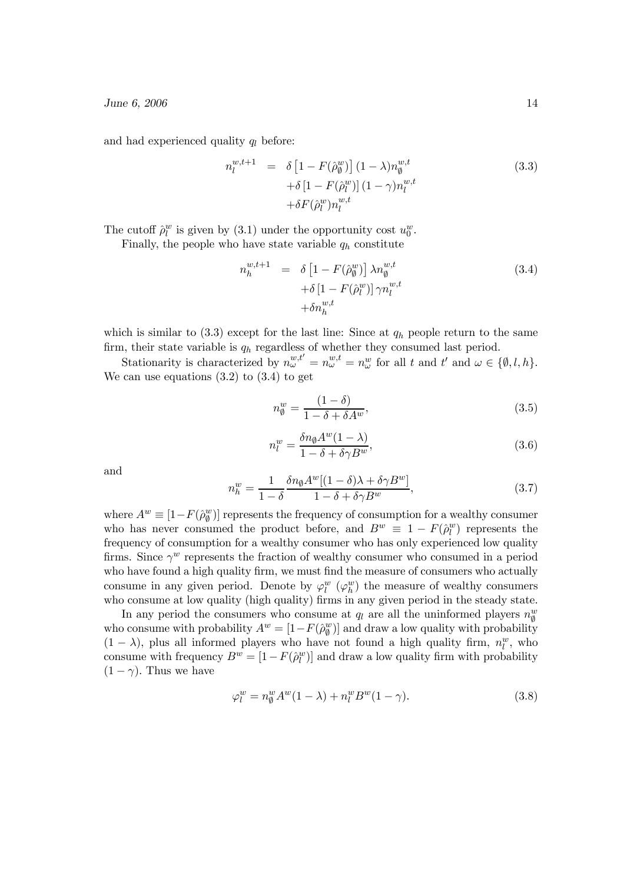and had experienced quality $q_l$ before:

$$
\begin{aligned}
n_l^{w,t+1} &= \delta\left[1-F(\hat{\rho}_\emptyset^w)\right](1-\lambda)n_\emptyset^{w,t} \\
&\quad +\delta\left[1-F(\hat{\rho}_l^w)\right](1-\gamma)n_l^{w,t} \\
&\quad +\delta F(\hat{\rho}_l^w)n_l^{w,t}
\end{aligned}
\tag{3.3}
$$

The cutoff $\hat{\rho}_l^w$ is given by (3.1) under the opportunity cost $u_0^w$.

Finally, the people who have state variable $q_h$ constitute

$$
\begin{aligned}
n_h^{w,t+1} &= \delta\left[1-F(\hat{\rho}_\emptyset^w)\right]\lambda n_\emptyset^{w,t} \\
&\quad +\delta\left[1-F(\hat{\rho}_l^w)\right]\gamma n_l^{w,t} \\
&\quad +\delta n_h^{w,t}
\end{aligned}
\tag{3.4}
$$

which is similar to (3.3) except for the last line: Since at $q_h$ people return to the same firm, their state variable is $q_h$ regardless of whether they consumed last period.

Stationarity is characterized by $n_\omega^{w,t'} = n_\omega^{w,t} = n_\omega^w$ for all $t$ and $t'$ and $\omega \in \{\emptyset, l, h\}$. We can use equations (3.2) to (3.4) to get

$$
n_\emptyset^w = \frac{(1-\delta)}{1-\delta+\delta A^w},
\tag{3.5}
$$

$$
n_l^w = \frac{\delta n_\emptyset A^w(1-\lambda)}{1-\delta+\delta\gamma B^w},
\tag{3.6}
$$

and

$$
n_h^w = \frac{1}{1-\delta}\frac{\delta n_\emptyset A^w[(1-\delta)\lambda+\delta\gamma B^w]}{1-\delta+\delta\gamma B^w},
\tag{3.7}
$$

where $A^w \equiv [1-F(\hat{\rho}_\emptyset^w)]$ represents the frequency of consumption for a wealthy consumer who has never consumed the product before, and $B^w \equiv 1-F(\hat{\rho}_l^w)$ represents the frequency of consumption for a wealthy consumer who has only experienced low quality firms. Since $\gamma^w$ represents the fraction of wealthy consumer who consumed in a period who have found a high quality firm, we must find the measure of consumers who actually consume in any given period. Denote by $\varphi_l^w$ ($\varphi_h^w$) the measure of wealthy consumers who consume at low quality (high quality) firms in any given period in the steady state.

In any period the consumers who consume at $q_l$ are all the uninformed players $n_\emptyset^w$ who consume with probability $A^w = [1-F(\hat{\rho}_\emptyset^w)]$ and draw a low quality with probability $(1-\lambda)$, plus all informed players who have not found a high quality firm, $n_l^w$, who consume with frequency $B^w = [1-F(\hat{\rho}_l^w)]$ and draw a low quality firm with probability $(1-\gamma)$. Thus we have

$$
\varphi_l^w = n_\emptyset^w A^w(1-\lambda) + n_l^w B^w(1-\gamma).
\tag{3.8}
$$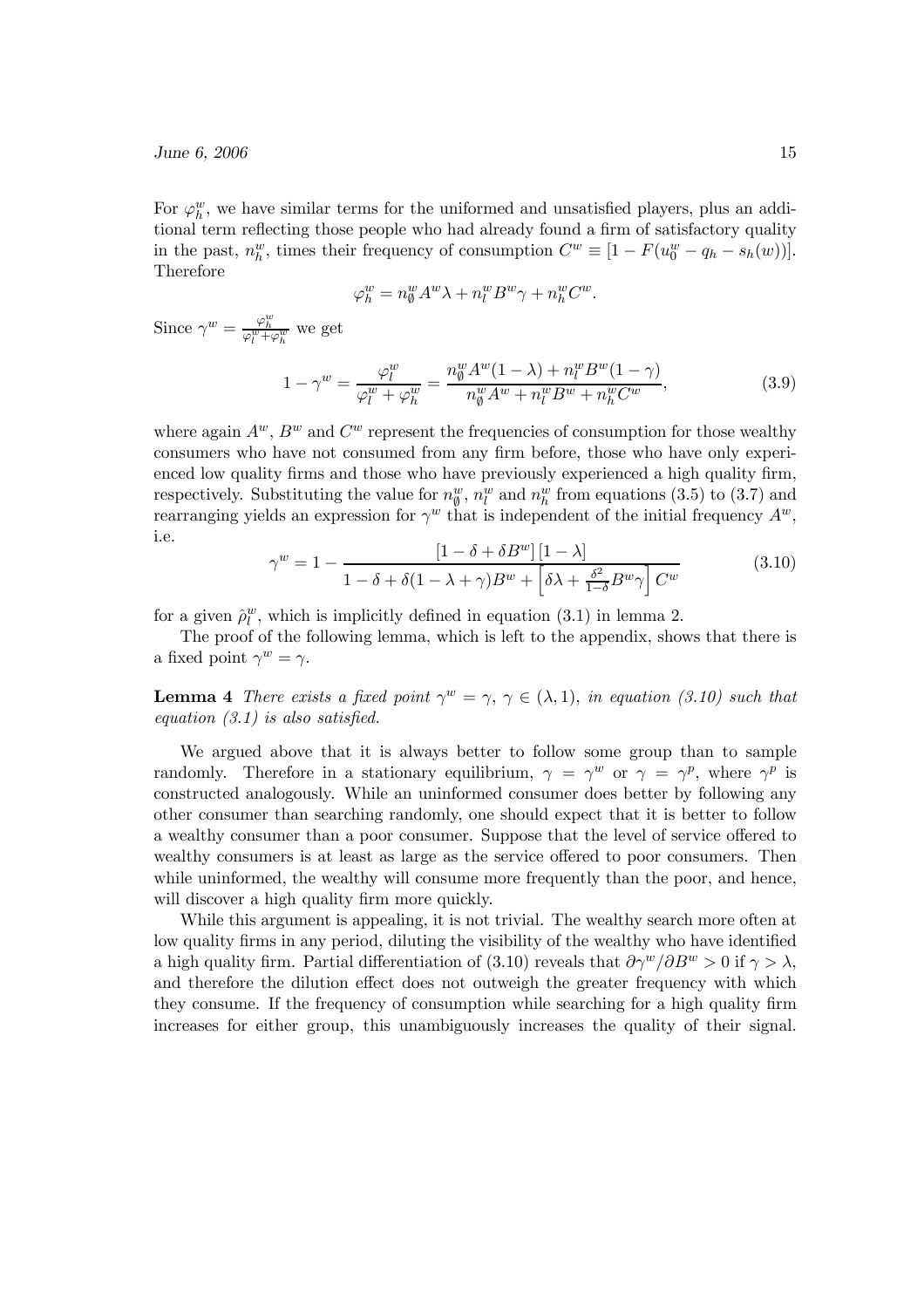For $\varphi_h^w$, we have similar terms for the uniformed and unsatisfied players, plus an additional term reflecting those people who had already found a firm of satisfactory quality in the past, $n_h^w$, times their frequency of consumption $C^w \equiv [1 - F(u_0^w - q_h - s_h(w))]$. Therefore

$$\varphi_h^w = n_\emptyset^w A^w \lambda + n_l^w B^w \gamma + n_h^w C^w.$$

Since $\gamma^w = \frac{\varphi_h^w}{\varphi_l^w + \varphi_h^w}$ we get

$$1 - \gamma^w = \frac{\varphi_l^w}{\varphi_l^w + \varphi_h^w} = \frac{n_\emptyset^w A^w (1-\lambda) + n_l^w B^w (1-\gamma)}{n_\emptyset^w A^w + n_l^w B^w + n_h^w C^w}, \tag{3.9}$$

where again $A^w$, $B^w$ and $C^w$ represent the frequencies of consumption for those wealthy consumers who have not consumed from any firm before, those who have only experienced low quality firms and those who have previously experienced a high quality firm, respectively. Substituting the value for $n_\emptyset^w$, $n_l^w$ and $n_h^w$ from equations (3.5) to (3.7) and rearranging yields an expression for $\gamma^w$ that is independent of the initial frequency $A^w$, i.e.

$$\gamma^w = 1 - \frac{[1 - \delta + \delta B^w]\,[1 - \lambda]}{1 - \delta + \delta(1 - \lambda + \gamma)B^w + \left[\delta\lambda + \frac{\delta^2}{1-\delta} B^w \gamma\right] C^w} \tag{3.10}$$

for a given $\hat{\rho}_l^w$, which is implicitly defined in equation (3.1) in lemma 2.

The proof of the following lemma, which is left to the appendix, shows that there is a fixed point $\gamma^w = \gamma$.

**Lemma 4** *There exists a fixed point $\gamma^w = \gamma$, $\gamma \in (\lambda, 1)$, in equation (3.10) such that equation (3.1) is also satisfied.*

We argued above that it is always better to follow some group than to sample randomly. Therefore in a stationary equilibrium, $\gamma = \gamma^w$ or $\gamma = \gamma^p$, where $\gamma^p$ is constructed analogously. While an uninformed consumer does better by following any other consumer than searching randomly, one should expect that it is better to follow a wealthy consumer than a poor consumer. Suppose that the level of service offered to wealthy consumers is at least as large as the service offered to poor consumers. Then while uninformed, the wealthy will consume more frequently than the poor, and hence, will discover a high quality firm more quickly.

While this argument is appealing, it is not trivial. The wealthy search more often at low quality firms in any period, diluting the visibility of the wealthy who have identified a high quality firm. Partial differentiation of (3.10) reveals that $\partial\gamma^w/\partial B^w > 0$ if $\gamma > \lambda$, and therefore the dilution effect does not outweigh the greater frequency with which they consume. If the frequency of consumption while searching for a high quality firm increases for either group, this unambiguously increases the quality of their signal.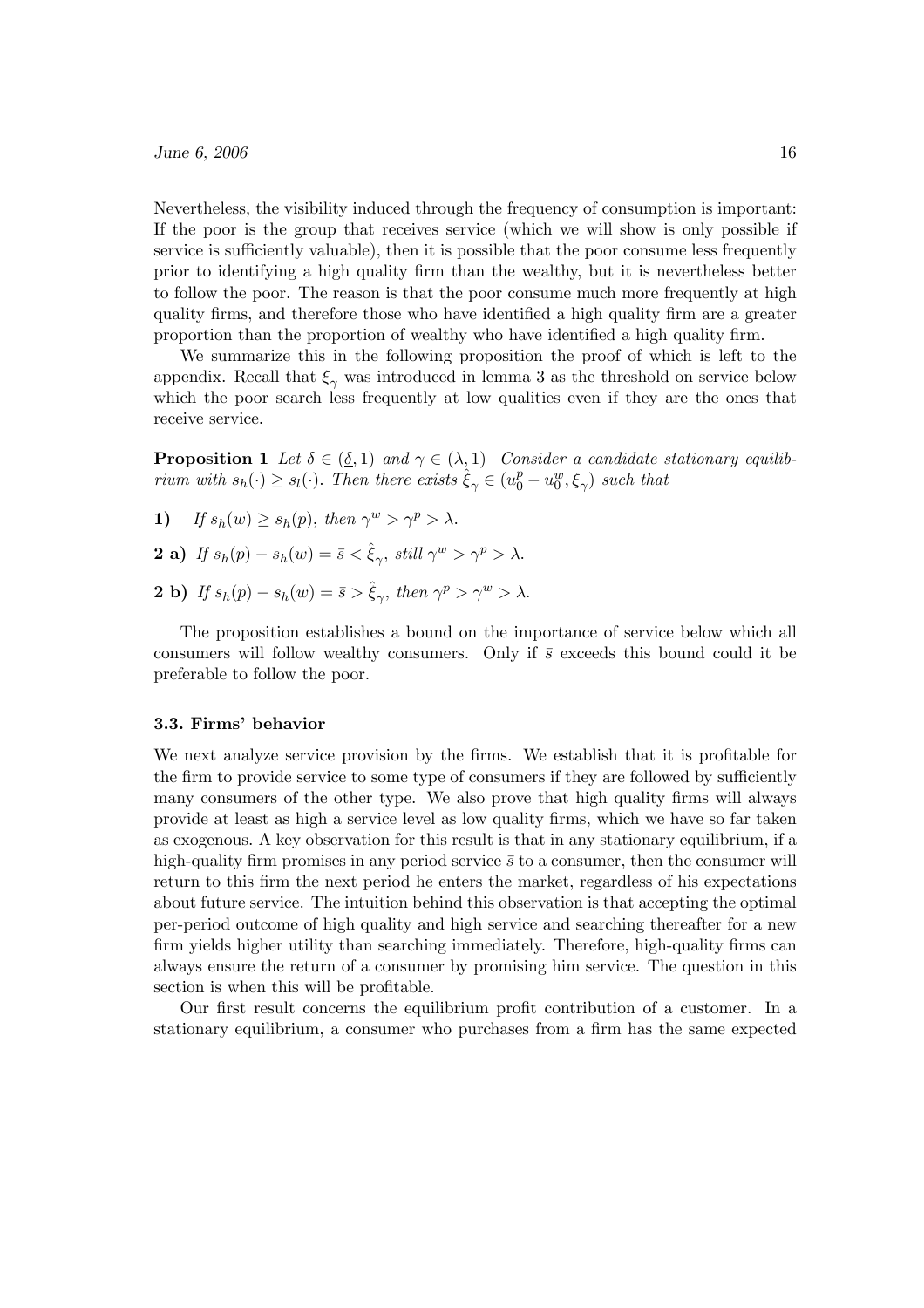Nevertheless, the visibility induced through the frequency of consumption is important: If the poor is the group that receives service (which we will show is only possible if service is sufficiently valuable), then it is possible that the poor consume less frequently prior to identifying a high quality firm than the wealthy, but it is nevertheless better to follow the poor. The reason is that the poor consume much more frequently at high quality firms, and therefore those who have identified a high quality firm are a greater proportion than the proportion of wealthy who have identified a high quality firm.

We summarize this in the following proposition the proof of which is left to the appendix. Recall that $\xi_\gamma$ was introduced in lemma 3 as the threshold on service below which the poor search less frequently at low qualities even if they are the ones that receive service.

**Proposition 1** *Let $\delta \in (\underline{\delta}, 1)$ and $\gamma \in (\lambda, 1)$ Consider a candidate stationary equilibrium with $s_h(\cdot) \geq s_l(\cdot)$. Then there exists $\hat{\xi}_\gamma \in (u_0^p - u_0^w, \xi_\gamma)$ such that*

**1)** *If $s_h(w) \geq s_h(p)$, then $\gamma^w > \gamma^p > \lambda$.*

**2 a)** *If $s_h(p) - s_h(w) = \bar{s} < \hat{\xi}_\gamma$, still $\gamma^w > \gamma^p > \lambda$.*

**2 b)** *If $s_h(p) - s_h(w) = \bar{s} > \hat{\xi}_\gamma$, then $\gamma^p > \gamma^w > \lambda$.*

The proposition establishes a bound on the importance of service below which all consumers will follow wealthy consumers. Only if $\bar{s}$ exceeds this bound could it be preferable to follow the poor.

### 3.3. Firms' behavior

We next analyze service provision by the firms. We establish that it is profitable for the firm to provide service to some type of consumers if they are followed by sufficiently many consumers of the other type. We also prove that high quality firms will always provide at least as high a service level as low quality firms, which we have so far taken as exogenous. A key observation for this result is that in any stationary equilibrium, if a high-quality firm promises in any period service $\bar{s}$ to a consumer, then the consumer will return to this firm the next period he enters the market, regardless of his expectations about future service. The intuition behind this observation is that accepting the optimal per-period outcome of high quality and high service and searching thereafter for a new firm yields higher utility than searching immediately. Therefore, high-quality firms can always ensure the return of a consumer by promising him service. The question in this section is when this will be profitable.

Our first result concerns the equilibrium profit contribution of a customer. In a stationary equilibrium, a consumer who purchases from a firm has the same expected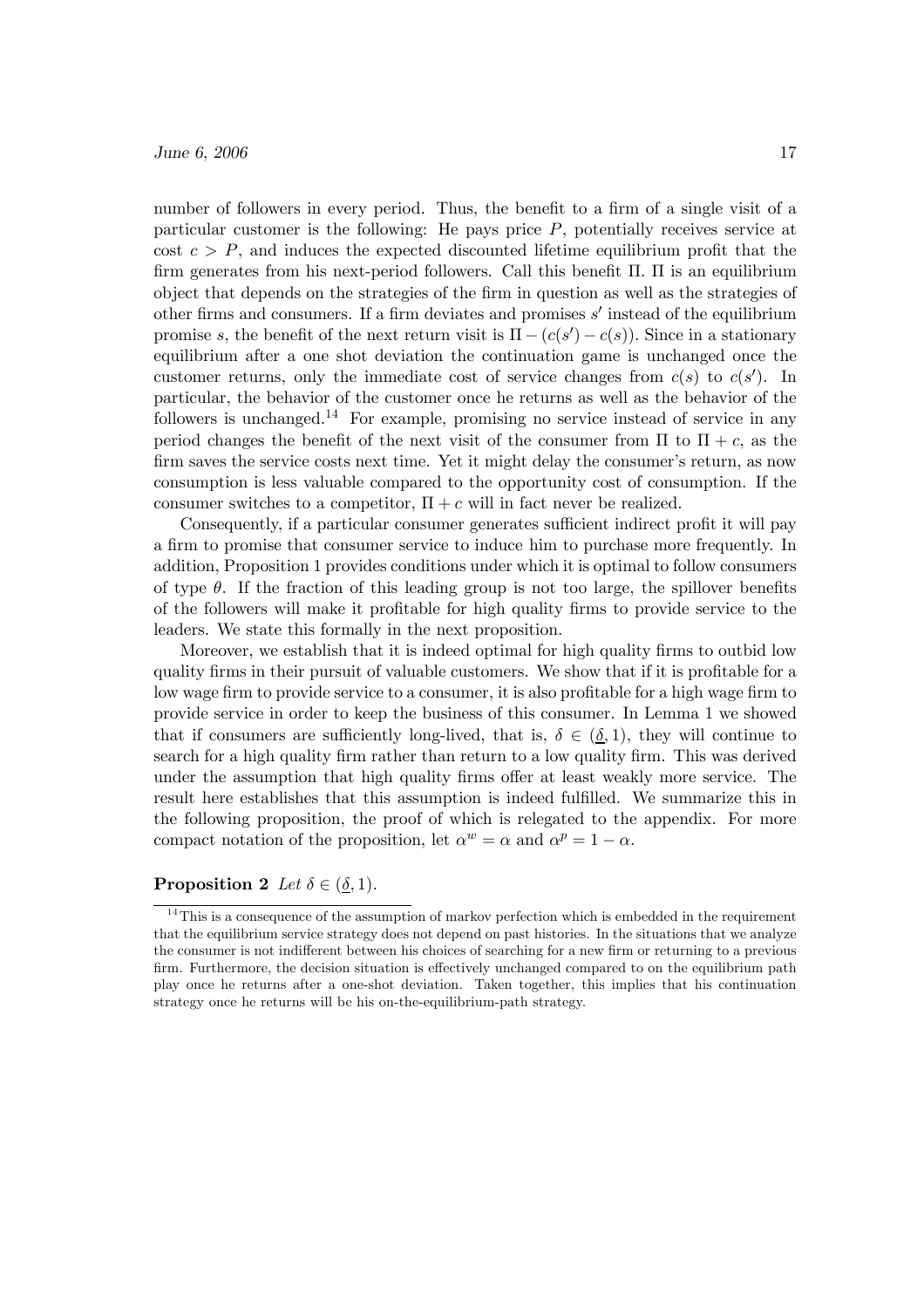number of followers in every period. Thus, the benefit to a firm of a single visit of a particular customer is the following: He pays price $P$, potentially receives service at cost $c > P$, and induces the expected discounted lifetime equilibrium profit that the firm generates from his next-period followers. Call this benefit $\Pi$. $\Pi$ is an equilibrium object that depends on the strategies of the firm in question as well as the strategies of other firms and consumers. If a firm deviates and promises $s'$ instead of the equilibrium promise $s$, the benefit of the next return visit is $\Pi - (c(s') - c(s))$. Since in a stationary equilibrium after a one shot deviation the continuation game is unchanged once the customer returns, only the immediate cost of service changes from $c(s)$ to $c(s')$. In particular, the behavior of the customer once he returns as well as the behavior of the followers is unchanged.[14] For example, promising no service instead of service in any period changes the benefit of the next visit of the consumer from $\Pi$ to $\Pi + c$, as the firm saves the service costs next time. Yet it might delay the consumer's return, as now consumption is less valuable compared to the opportunity cost of consumption. If the consumer switches to a competitor, $\Pi + c$ will in fact never be realized.

Consequently, if a particular consumer generates sufficient indirect profit it will pay a firm to promise that consumer service to induce him to purchase more frequently. In addition, Proposition 1 provides conditions under which it is optimal to follow consumers of type $\theta$. If the fraction of this leading group is not too large, the spillover benefits of the followers will make it profitable for high quality firms to provide service to the leaders. We state this formally in the next proposition.

Moreover, we establish that it is indeed optimal for high quality firms to outbid low quality firms in their pursuit of valuable customers. We show that if it is profitable for a low wage firm to provide service to a consumer, it is also profitable for a high wage firm to provide service in order to keep the business of this consumer. In Lemma 1 we showed that if consumers are sufficiently long-lived, that is, $\delta \in (\underline{\delta}, 1)$, they will continue to search for a high quality firm rather than return to a low quality firm. This was derived under the assumption that high quality firms offer at least weakly more service. The result here establishes that this assumption is indeed fulfilled. We summarize this in the following proposition, the proof of which is relegated to the appendix. For more compact notation of the proposition, let $\alpha^w = \alpha$ and $\alpha^p = 1 - \alpha$.

**Proposition 2** *Let* $\delta \in (\underline{\delta}, 1)$.

[14] This is a consequence of the assumption of markov perfection which is embedded in the requirement that the equilibrium service strategy does not depend on past histories. In the situations that we analyze the consumer is not indifferent between his choices of searching for a new firm or returning to a previous firm. Furthermore, the decision situation is effectively unchanged compared to on the equilibrium path play once he returns after a one-shot deviation. Taken together, this implies that his continuation strategy once he returns will be his on-the-equilibrium-path strategy.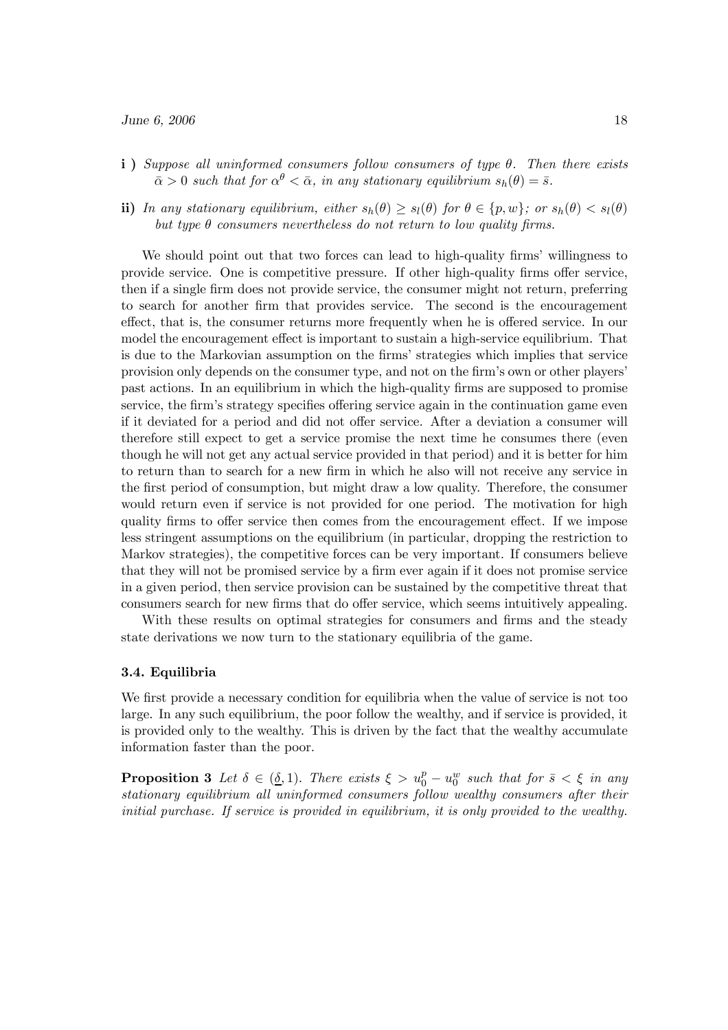**i )** *Suppose all uninformed consumers follow consumers of type $\theta$. Then there exists $\bar{\alpha} > 0$ such that for $\alpha^{\theta} < \bar{\alpha}$, in any stationary equilibrium $s_h(\theta) = \bar{s}$.*

**ii)** *In any stationary equilibrium, either $s_h(\theta) \geq s_l(\theta)$ for $\theta \in \{p, w\}$; or $s_h(\theta) < s_l(\theta)$ but type $\theta$ consumers nevertheless do not return to low quality firms.*

We should point out that two forces can lead to high-quality firms' willingness to provide service. One is competitive pressure. If other high-quality firms offer service, then if a single firm does not provide service, the consumer might not return, preferring to search for another firm that provides service. The second is the encouragement effect, that is, the consumer returns more frequently when he is offered service. In our model the encouragement effect is important to sustain a high-service equilibrium. That is due to the Markovian assumption on the firms' strategies which implies that service provision only depends on the consumer type, and not on the firm's own or other players' past actions. In an equilibrium in which the high-quality firms are supposed to promise service, the firm's strategy specifies offering service again in the continuation game even if it deviated for a period and did not offer service. After a deviation a consumer will therefore still expect to get a service promise the next time he consumes there (even though he will not get any actual service provided in that period) and it is better for him to return than to search for a new firm in which he also will not receive any service in the first period of consumption, but might draw a low quality. Therefore, the consumer would return even if service is not provided for one period. The motivation for high quality firms to offer service then comes from the encouragement effect. If we impose less stringent assumptions on the equilibrium (in particular, dropping the restriction to Markov strategies), the competitive forces can be very important. If consumers believe that they will not be promised service by a firm ever again if it does not promise service in a given period, then service provision can be sustained by the competitive threat that consumers search for new firms that do offer service, which seems intuitively appealing.

With these results on optimal strategies for consumers and firms and the steady state derivations we now turn to the stationary equilibria of the game.

### 3.4. Equilibria

We first provide a necessary condition for equilibria when the value of service is not too large. In any such equilibrium, the poor follow the wealthy, and if service is provided, it is provided only to the wealthy. This is driven by the fact that the wealthy accumulate information faster than the poor.

**Proposition 3** *Let $\delta \in (\underline{\delta}, 1)$. There exists $\xi > u_0^p - u_0^w$ such that for $\bar{s} < \xi$ in any stationary equilibrium all uninformed consumers follow wealthy consumers after their initial purchase. If service is provided in equilibrium, it is only provided to the wealthy.*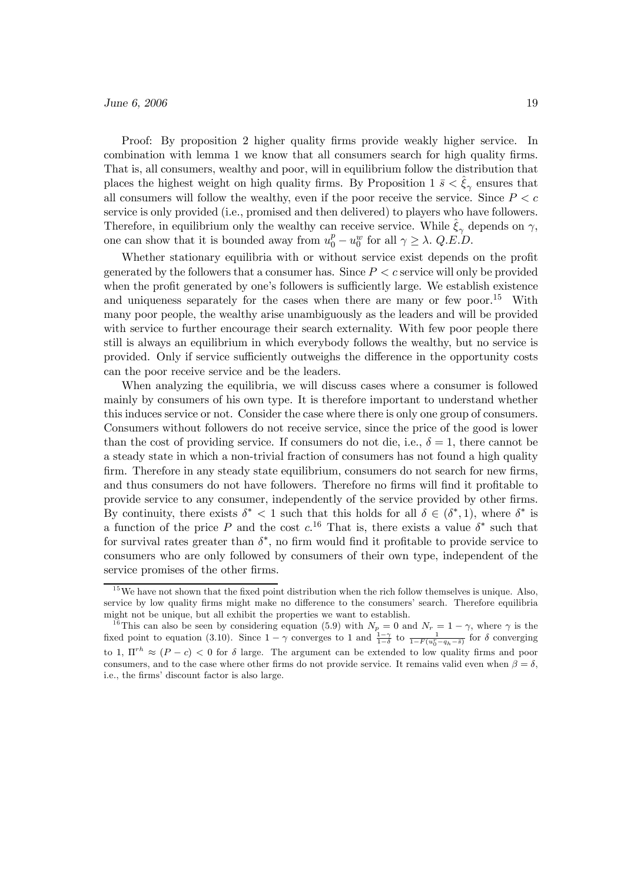Proof: By proposition 2 higher quality firms provide weakly higher service. In combination with lemma 1 we know that all consumers search for high quality firms. That is, all consumers, wealthy and poor, will in equilibrium follow the distribution that places the highest weight on high quality firms. By Proposition 1 $\bar{s} < \hat{\xi}_\gamma$ ensures that all consumers will follow the wealthy, even if the poor receive the service. Since $P < c$ service is only provided (i.e., promised and then delivered) to players who have followers. Therefore, in equilibrium only the wealthy can receive service. While $\hat{\xi}_\gamma$ depends on $\gamma$, one can show that it is bounded away from $u_0^p - u_0^w$ for all $\gamma \geq \lambda$. *Q.E.D.*

Whether stationary equilibria with or without service exist depends on the profit generated by the followers that a consumer has. Since $P < c$ service will only be provided when the profit generated by one's followers is sufficiently large. We establish existence and uniqueness separately for the cases when there are many or few poor.[15] With many poor people, the wealthy arise unambiguously as the leaders and will be provided with service to further encourage their search externality. With few poor people there still is always an equilibrium in which everybody follows the wealthy, but no service is provided. Only if service sufficiently outweighs the difference in the opportunity costs can the poor receive service and be the leaders.

When analyzing the equilibria, we will discuss cases where a consumer is followed mainly by consumers of his own type. It is therefore important to understand whether this induces service or not. Consider the case where there is only one group of consumers. Consumers without followers do not receive service, since the price of the good is lower than the cost of providing service. If consumers do not die, i.e., $\delta = 1$, there cannot be a steady state in which a non-trivial fraction of consumers has not found a high quality firm. Therefore in any steady state equilibrium, consumers do not search for new firms, and thus consumers do not have followers. Therefore no firms will find it profitable to provide service to any consumer, independently of the service provided by other firms. By continuity, there exists $\delta^* < 1$ such that this holds for all $\delta \in (\delta^*, 1)$, where $\delta^*$ is a function of the price $P$ and the cost $c$.[16] That is, there exists a value $\delta^*$ such that for survival rates greater than $\delta^*$, no firm would find it profitable to provide service to consumers who are only followed by consumers of their own type, independent of the service promises of the other firms.

---

[15] We have not shown that the fixed point distribution when the rich follow themselves is unique. Also, service by low quality firms might make no difference to the consumers' search. Therefore equilibria might not be unique, but all exhibit the properties we want to establish.

[16] This can also be seen by considering equation (5.9) with $N_p = 0$ and $N_r = 1 - \gamma$, where $\gamma$ is the fixed point to equation (3.10). Since $1 - \gamma$ converges to 1 and $\frac{1-\gamma}{1-\delta}$ to $\frac{1}{1-F(u_0^r - q_h - \bar{s})}$ for $\delta$ converging to 1, $\Pi^{rh} \approx (P - c) < 0$ for $\delta$ large. The argument can be extended to low quality firms and poor consumers, and to the case where other firms do not provide service. It remains valid even when $\beta = \delta$, i.e., the firms' discount factor is also large.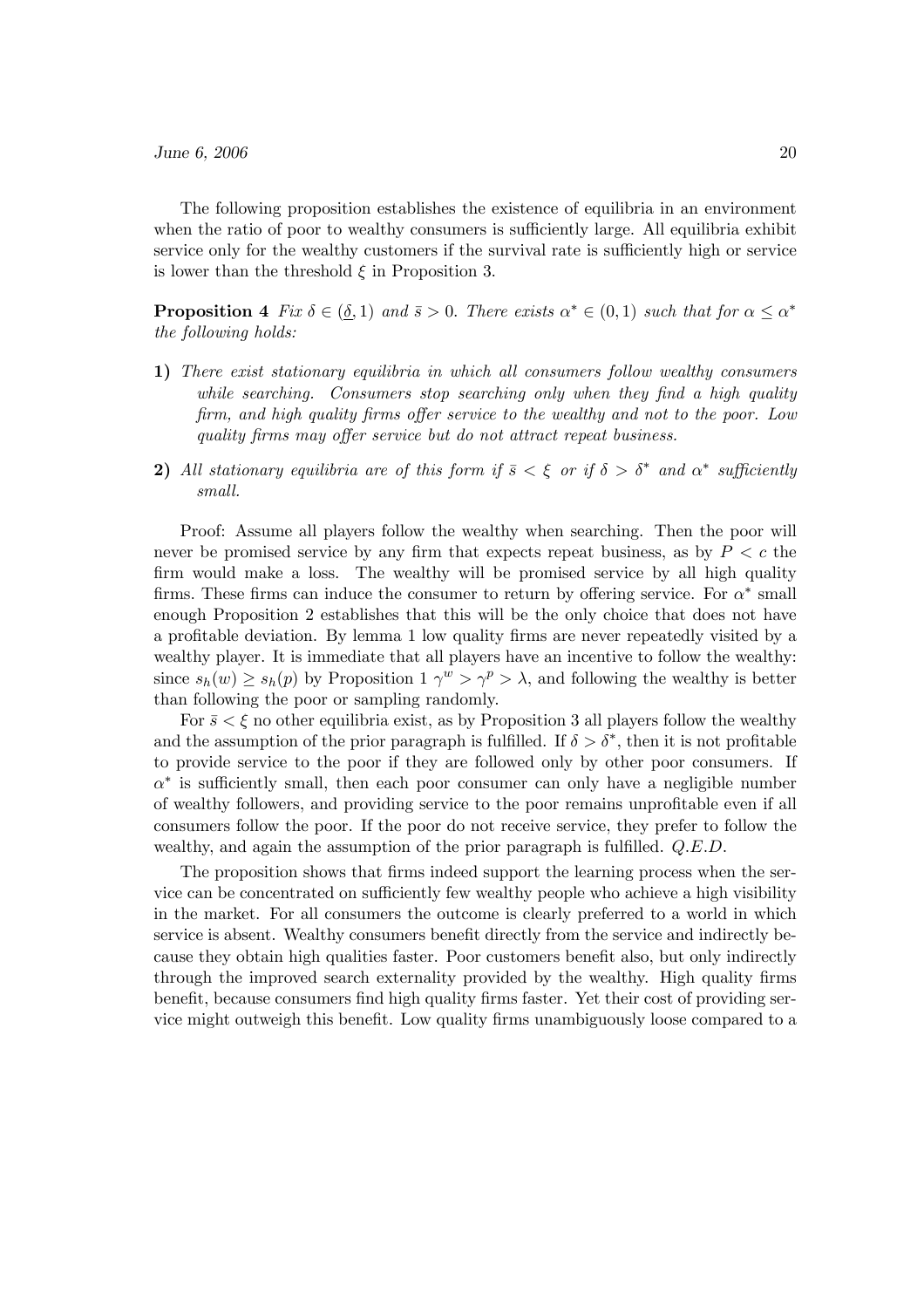The following proposition establishes the existence of equilibria in an environment when the ratio of poor to wealthy consumers is sufficiently large. All equilibria exhibit service only for the wealthy customers if the survival rate is sufficiently high or service is lower than the threshold $\xi$ in Proposition 3.

**Proposition 4** *Fix $\delta \in (\underline{\delta}, 1)$ and $\bar{s} > 0$. There exists $\alpha^* \in (0, 1)$ such that for $\alpha \leq \alpha^*$ the following holds:*

**1)** *There exist stationary equilibria in which all consumers follow wealthy consumers while searching. Consumers stop searching only when they find a high quality firm, and high quality firms offer service to the wealthy and not to the poor. Low quality firms may offer service but do not attract repeat business.*

**2)** *All stationary equilibria are of this form if $\bar{s} < \xi$ or if $\delta > \delta^*$ and $\alpha^*$ sufficiently small.*

Proof: Assume all players follow the wealthy when searching. Then the poor will never be promised service by any firm that expects repeat business, as by $P < c$ the firm would make a loss. The wealthy will be promised service by all high quality firms. These firms can induce the consumer to return by offering service. For $\alpha^*$ small enough Proposition 2 establishes that this will be the only choice that does not have a profitable deviation. By lemma 1 low quality firms are never repeatedly visited by a wealthy player. It is immediate that all players have an incentive to follow the wealthy: since $s_h(w) \geq s_h(p)$ by Proposition 1 $\gamma^w > \gamma^p > \lambda$, and following the wealthy is better than following the poor or sampling randomly.

For $\bar{s} < \xi$ no other equilibria exist, as by Proposition 3 all players follow the wealthy and the assumption of the prior paragraph is fulfilled. If $\delta > \delta^*$, then it is not profitable to provide service to the poor if they are followed only by other poor consumers. If $\alpha^*$ is sufficiently small, then each poor consumer can only have a negligible number of wealthy followers, and providing service to the poor remains unprofitable even if all consumers follow the poor. If the poor do not receive service, they prefer to follow the wealthy, and again the assumption of the prior paragraph is fulfilled. *Q.E.D.*

The proposition shows that firms indeed support the learning process when the service can be concentrated on sufficiently few wealthy people who achieve a high visibility in the market. For all consumers the outcome is clearly preferred to a world in which service is absent. Wealthy consumers benefit directly from the service and indirectly because they obtain high qualities faster. Poor customers benefit also, but only indirectly through the improved search externality provided by the wealthy. High quality firms benefit, because consumers find high quality firms faster. Yet their cost of providing service might outweigh this benefit. Low quality firms unambiguously loose compared to a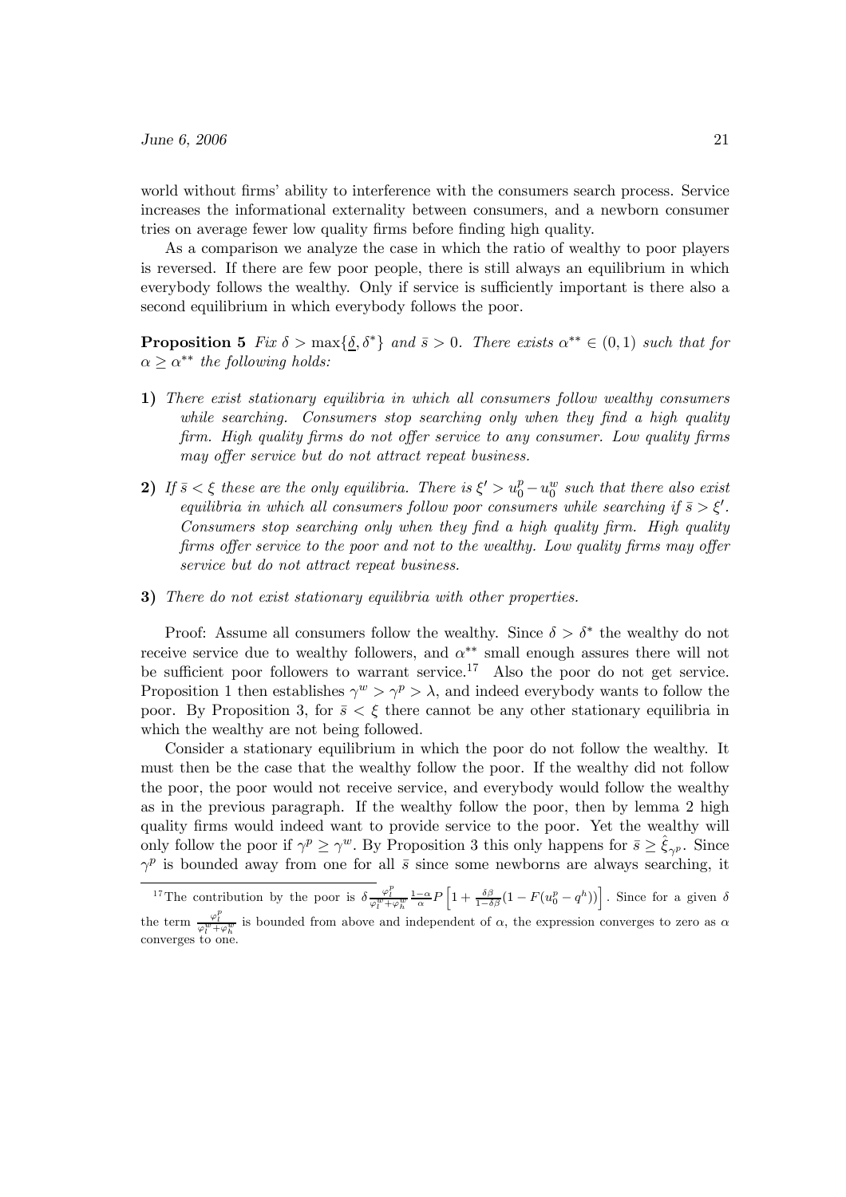world without firms' ability to interference with the consumers search process. Service increases the informational externality between consumers, and a newborn consumer tries on average fewer low quality firms before finding high quality.

As a comparison we analyze the case in which the ratio of wealthy to poor players is reversed. If there are few poor people, there is still always an equilibrium in which everybody follows the wealthy. Only if service is sufficiently important is there also a second equilibrium in which everybody follows the poor.

**Proposition 5** *Fix $\delta > \max\{\underline{\delta}, \delta^*\}$ and $\bar{s} > 0$. There exists $\alpha^{**} \in (0,1)$ such that for $\alpha \geq \alpha^{**}$ the following holds:*

**1)** *There exist stationary equilibria in which all consumers follow wealthy consumers while searching. Consumers stop searching only when they find a high quality firm. High quality firms do not offer service to any consumer. Low quality firms may offer service but do not attract repeat business.*

**2)** *If $\bar{s} < \xi$ these are the only equilibria. There is $\xi' > u_0^p - u_0^w$ such that there also exist equilibria in which all consumers follow poor consumers while searching if $\bar{s} > \xi'$. Consumers stop searching only when they find a high quality firm. High quality firms offer service to the poor and not to the wealthy. Low quality firms may offer service but do not attract repeat business.*

**3)** *There do not exist stationary equilibria with other properties.*

Proof: Assume all consumers follow the wealthy. Since $\delta > \delta^*$ the wealthy do not receive service due to wealthy followers, and $\alpha^{**}$ small enough assures there will not be sufficient poor followers to warrant service.[17] Also the poor do not get service. Proposition 1 then establishes $\gamma^w > \gamma^p > \lambda$, and indeed everybody wants to follow the poor. By Proposition 3, for $\bar{s} < \xi$ there cannot be any other stationary equilibria in which the wealthy are not being followed.

Consider a stationary equilibrium in which the poor do not follow the wealthy. It must then be the case that the wealthy follow the poor. If the wealthy did not follow the poor, the poor would not receive service, and everybody would follow the wealthy as in the previous paragraph. If the wealthy follow the poor, then by lemma 2 high quality firms would indeed want to provide service to the poor. Yet the wealthy will only follow the poor if $\gamma^p \geq \gamma^w$. By Proposition 3 this only happens for $\bar{s} \geq \hat{\xi}_{\gamma^p}$. Since $\gamma^p$ is bounded away from one for all $\bar{s}$ since some newborns are always searching, it

---

[17] The contribution by the poor is $\delta \frac{\varphi_l^p}{\varphi_l^w + \varphi_h^w} \frac{1-\alpha}{\alpha} P\left[1 + \frac{\delta\beta}{1-\delta\beta}(1 - F(u_0^p - q^h))\right]$. Since for a given $\delta$ the term $\frac{\varphi_l^p}{\varphi_l^w + \varphi_h^w}$ is bounded from above and independent of $\alpha$, the expression converges to zero as $\alpha$ converges to one.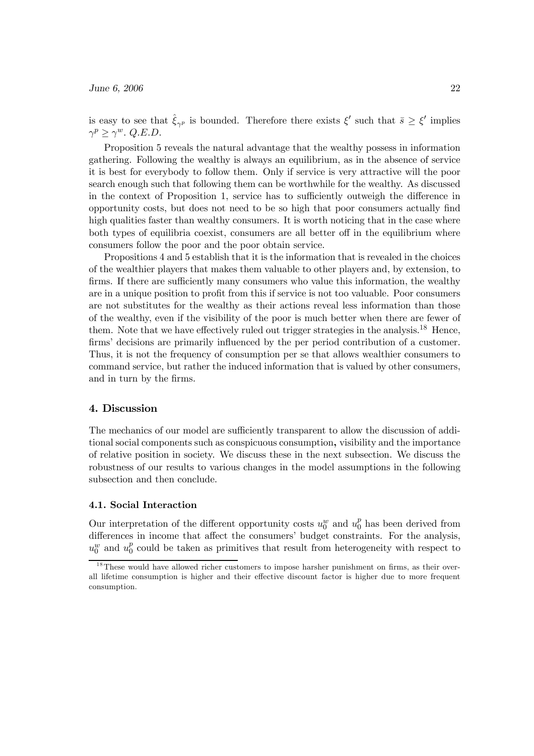is easy to see that $\hat{\xi}_{\gamma^p}$ is bounded. Therefore there exists $\xi'$ such that $\bar{s} \geq \xi'$ implies $\gamma^p \geq \gamma^w$. *Q.E.D.*

Proposition 5 reveals the natural advantage that the wealthy possess in information gathering. Following the wealthy is always an equilibrium, as in the absence of service it is best for everybody to follow them. Only if service is very attractive will the poor search enough such that following them can be worthwhile for the wealthy. As discussed in the context of Proposition 1, service has to sufficiently outweigh the difference in opportunity costs, but does not need to be so high that poor consumers actually find high qualities faster than wealthy consumers. It is worth noticing that in the case where both types of equilibria coexist, consumers are all better off in the equilibrium where consumers follow the poor and the poor obtain service.

Propositions 4 and 5 establish that it is the information that is revealed in the choices of the wealthier players that makes them valuable to other players and, by extension, to firms. If there are sufficiently many consumers who value this information, the wealthy are in a unique position to profit from this if service is not too valuable. Poor consumers are not substitutes for the wealthy as their actions reveal less information than those of the wealthy, even if the visibility of the poor is much better when there are fewer of them. Note that we have effectively ruled out trigger strategies in the analysis.[18] Hence, firms' decisions are primarily influenced by the per period contribution of a customer. Thus, it is not the frequency of consumption per se that allows wealthier consumers to command service, but rather the induced information that is valued by other consumers, and in turn by the firms.

## 4. Discussion

The mechanics of our model are sufficiently transparent to allow the discussion of additional social components such as conspicuous consumption, visibility and the importance of relative position in society. We discuss these in the next subsection. We discuss the robustness of our results to various changes in the model assumptions in the following subsection and then conclude.

### 4.1. Social Interaction

Our interpretation of the different opportunity costs $u_0^w$ and $u_0^p$ has been derived from differences in income that affect the consumers' budget constraints. For the analysis, $u_0^w$ and $u_0^p$ could be taken as primitives that result from heterogeneity with respect to

[18] These would have allowed richer customers to impose harsher punishment on firms, as their overall lifetime consumption is higher and their effective discount factor is higher due to more frequent consumption.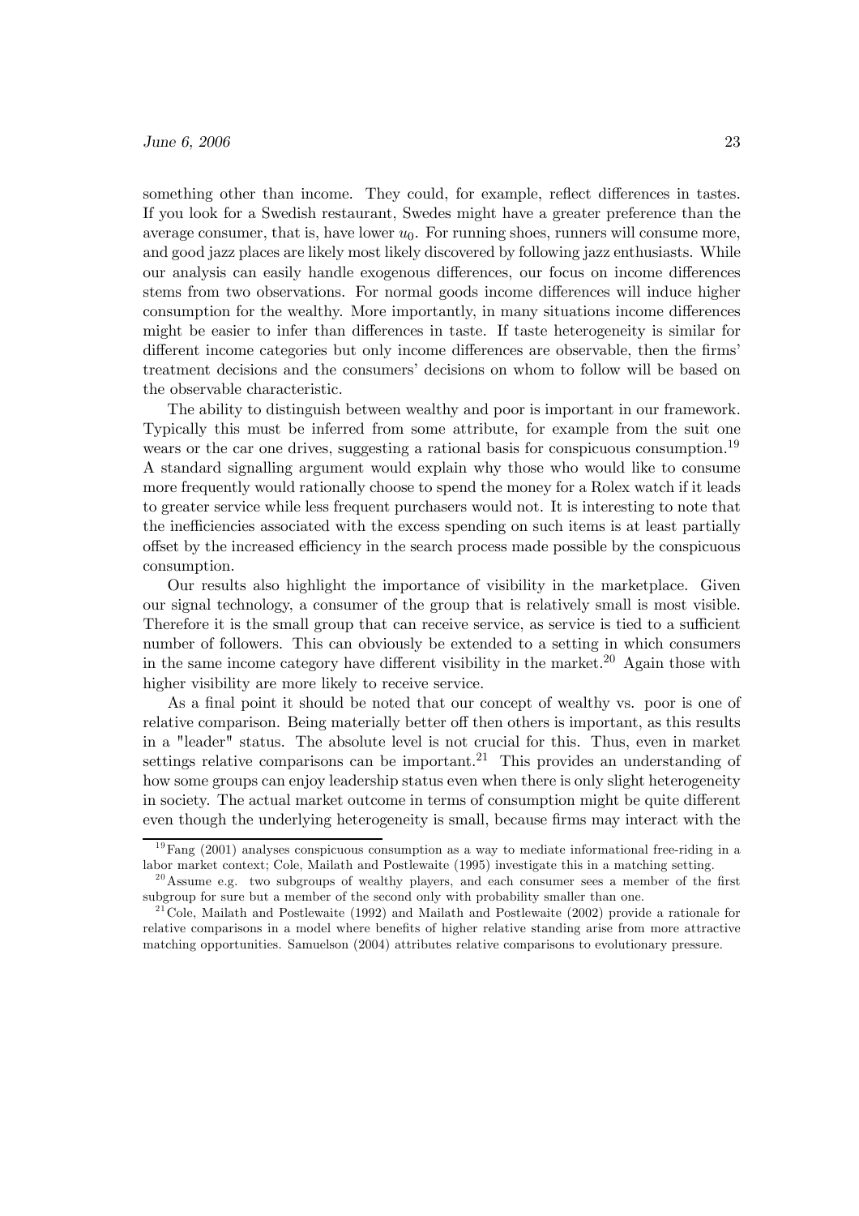something other than income. They could, for example, reflect differences in tastes. If you look for a Swedish restaurant, Swedes might have a greater preference than the average consumer, that is, have lower $u_0$. For running shoes, runners will consume more, and good jazz places are likely most likely discovered by following jazz enthusiasts. While our analysis can easily handle exogenous differences, our focus on income differences stems from two observations. For normal goods income differences will induce higher consumption for the wealthy. More importantly, in many situations income differences might be easier to infer than differences in taste. If taste heterogeneity is similar for different income categories but only income differences are observable, then the firms' treatment decisions and the consumers' decisions on whom to follow will be based on the observable characteristic.

The ability to distinguish between wealthy and poor is important in our framework. Typically this must be inferred from some attribute, for example from the suit one wears or the car one drives, suggesting a rational basis for conspicuous consumption.[19] A standard signalling argument would explain why those who would like to consume more frequently would rationally choose to spend the money for a Rolex watch if it leads to greater service while less frequent purchasers would not. It is interesting to note that the inefficiencies associated with the excess spending on such items is at least partially offset by the increased efficiency in the search process made possible by the conspicuous consumption.

Our results also highlight the importance of visibility in the marketplace. Given our signal technology, a consumer of the group that is relatively small is most visible. Therefore it is the small group that can receive service, as service is tied to a sufficient number of followers. This can obviously be extended to a setting in which consumers in the same income category have different visibility in the market.[20] Again those with higher visibility are more likely to receive service.

As a final point it should be noted that our concept of wealthy vs. poor is one of relative comparison. Being materially better off then others is important, as this results in a "leader" status. The absolute level is not crucial for this. Thus, even in market settings relative comparisons can be important.[21] This provides an understanding of how some groups can enjoy leadership status even when there is only slight heterogeneity in society. The actual market outcome in terms of consumption might be quite different even though the underlying heterogeneity is small, because firms may interact with the

---

[19] Fang (2001) analyses conspicuous consumption as a way to mediate informational free-riding in a labor market context; Cole, Mailath and Postlewaite (1995) investigate this in a matching setting.

[20] Assume e.g. two subgroups of wealthy players, and each consumer sees a member of the first subgroup for sure but a member of the second only with probability smaller than one.

[21] Cole, Mailath and Postlewaite (1992) and Mailath and Postlewaite (2002) provide a rationale for relative comparisons in a model where benefits of higher relative standing arise from more attractive matching opportunities. Samuelson (2004) attributes relative comparisons to evolutionary pressure.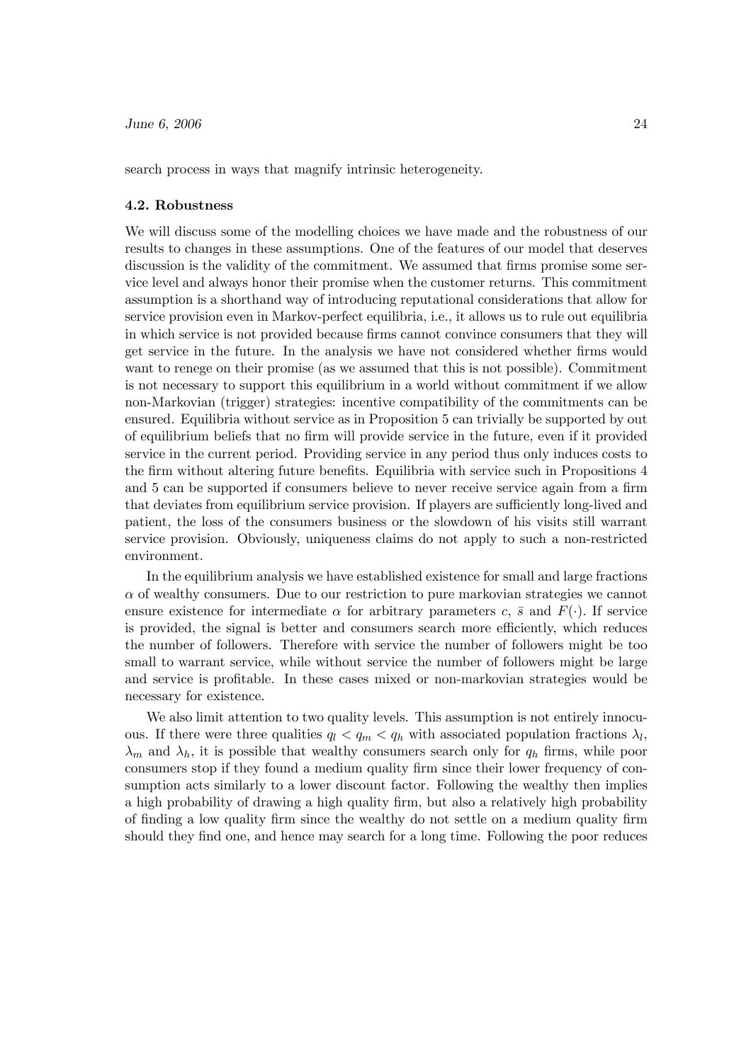search process in ways that magnify intrinsic heterogeneity.

### 4.2. Robustness

We will discuss some of the modelling choices we have made and the robustness of our results to changes in these assumptions. One of the features of our model that deserves discussion is the validity of the commitment. We assumed that firms promise some service level and always honor their promise when the customer returns. This commitment assumption is a shorthand way of introducing reputational considerations that allow for service provision even in Markov-perfect equilibria, i.e., it allows us to rule out equilibria in which service is not provided because firms cannot convince consumers that they will get service in the future. In the analysis we have not considered whether firms would want to renege on their promise (as we assumed that this is not possible). Commitment is not necessary to support this equilibrium in a world without commitment if we allow non-Markovian (trigger) strategies: incentive compatibility of the commitments can be ensured. Equilibria without service as in Proposition 5 can trivially be supported by out of equilibrium beliefs that no firm will provide service in the future, even if it provided service in the current period. Providing service in any period thus only induces costs to the firm without altering future benefits. Equilibria with service such in Propositions 4 and 5 can be supported if consumers believe to never receive service again from a firm that deviates from equilibrium service provision. If players are sufficiently long-lived and patient, the loss of the consumers business or the slowdown of his visits still warrant service provision. Obviously, uniqueness claims do not apply to such a non-restricted environment.

In the equilibrium analysis we have established existence for small and large fractions $\alpha$ of wealthy consumers. Due to our restriction to pure markovian strategies we cannot ensure existence for intermediate $\alpha$ for arbitrary parameters $c$, $\bar{s}$ and $F(\cdot)$. If service is provided, the signal is better and consumers search more efficiently, which reduces the number of followers. Therefore with service the number of followers might be too small to warrant service, while without service the number of followers might be large and service is profitable. In these cases mixed or non-markovian strategies would be necessary for existence.

We also limit attention to two quality levels. This assumption is not entirely innocuous. If there were three qualities $q_l < q_m < q_h$ with associated population fractions $\lambda_l$, $\lambda_m$ and $\lambda_h$, it is possible that wealthy consumers search only for $q_h$ firms, while poor consumers stop if they found a medium quality firm since their lower frequency of consumption acts similarly to a lower discount factor. Following the wealthy then implies a high probability of drawing a high quality firm, but also a relatively high probability of finding a low quality firm since the wealthy do not settle on a medium quality firm should they find one, and hence may search for a long time. Following the poor reduces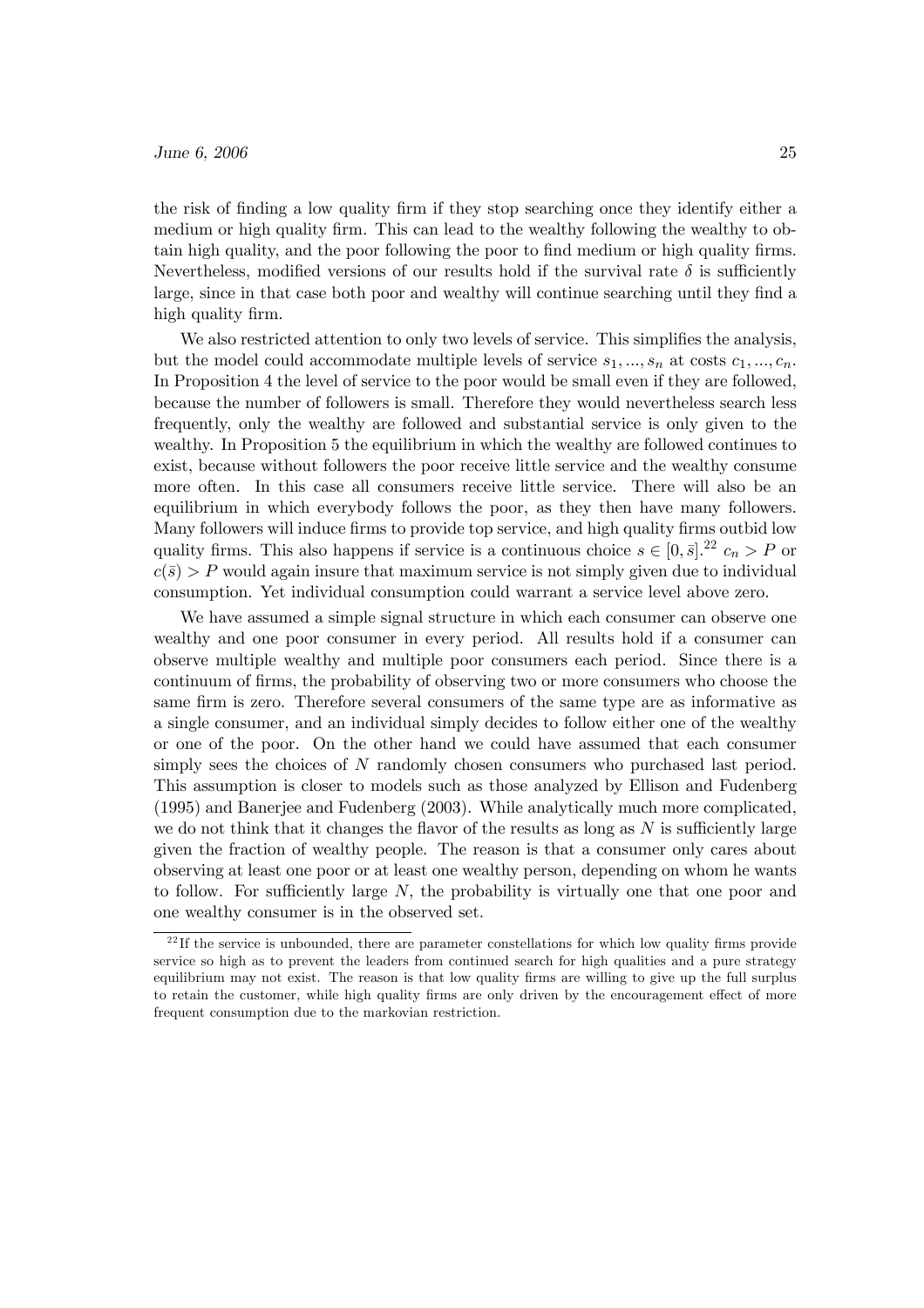the risk of finding a low quality firm if they stop searching once they identify either a medium or high quality firm. This can lead to the wealthy following the wealthy to obtain high quality, and the poor following the poor to find medium or high quality firms. Nevertheless, modified versions of our results hold if the survival rate $\delta$ is sufficiently large, since in that case both poor and wealthy will continue searching until they find a high quality firm.

We also restricted attention to only two levels of service. This simplifies the analysis, but the model could accommodate multiple levels of service $s_1, ..., s_n$ at costs $c_1, ..., c_n$. In Proposition 4 the level of service to the poor would be small even if they are followed, because the number of followers is small. Therefore they would nevertheless search less frequently, only the wealthy are followed and substantial service is only given to the wealthy. In Proposition 5 the equilibrium in which the wealthy are followed continues to exist, because without followers the poor receive little service and the wealthy consume more often. In this case all consumers receive little service. There will also be an equilibrium in which everybody follows the poor, as they then have many followers. Many followers will induce firms to provide top service, and high quality firms outbid low quality firms. This also happens if service is a continuous choice $s \in [0, \bar{s}]$.[22] $c_n > P$ or $c(\bar{s}) > P$ would again insure that maximum service is not simply given due to individual consumption. Yet individual consumption could warrant a service level above zero.

We have assumed a simple signal structure in which each consumer can observe one wealthy and one poor consumer in every period. All results hold if a consumer can observe multiple wealthy and multiple poor consumers each period. Since there is a continuum of firms, the probability of observing two or more consumers who choose the same firm is zero. Therefore several consumers of the same type are as informative as a single consumer, and an individual simply decides to follow either one of the wealthy or one of the poor. On the other hand we could have assumed that each consumer simply sees the choices of $N$ randomly chosen consumers who purchased last period. This assumption is closer to models such as those analyzed by Ellison and Fudenberg (1995) and Banerjee and Fudenberg (2003). While analytically much more complicated, we do not think that it changes the flavor of the results as long as $N$ is sufficiently large given the fraction of wealthy people. The reason is that a consumer only cares about observing at least one poor or at least one wealthy person, depending on whom he wants to follow. For sufficiently large $N$, the probability is virtually one that one poor and one wealthy consumer is in the observed set.

[22] If the service is unbounded, there are parameter constellations for which low quality firms provide service so high as to prevent the leaders from continued search for high qualities and a pure strategy equilibrium may not exist. The reason is that low quality firms are willing to give up the full surplus to retain the customer, while high quality firms are only driven by the encouragement effect of more frequent consumption due to the markovian restriction.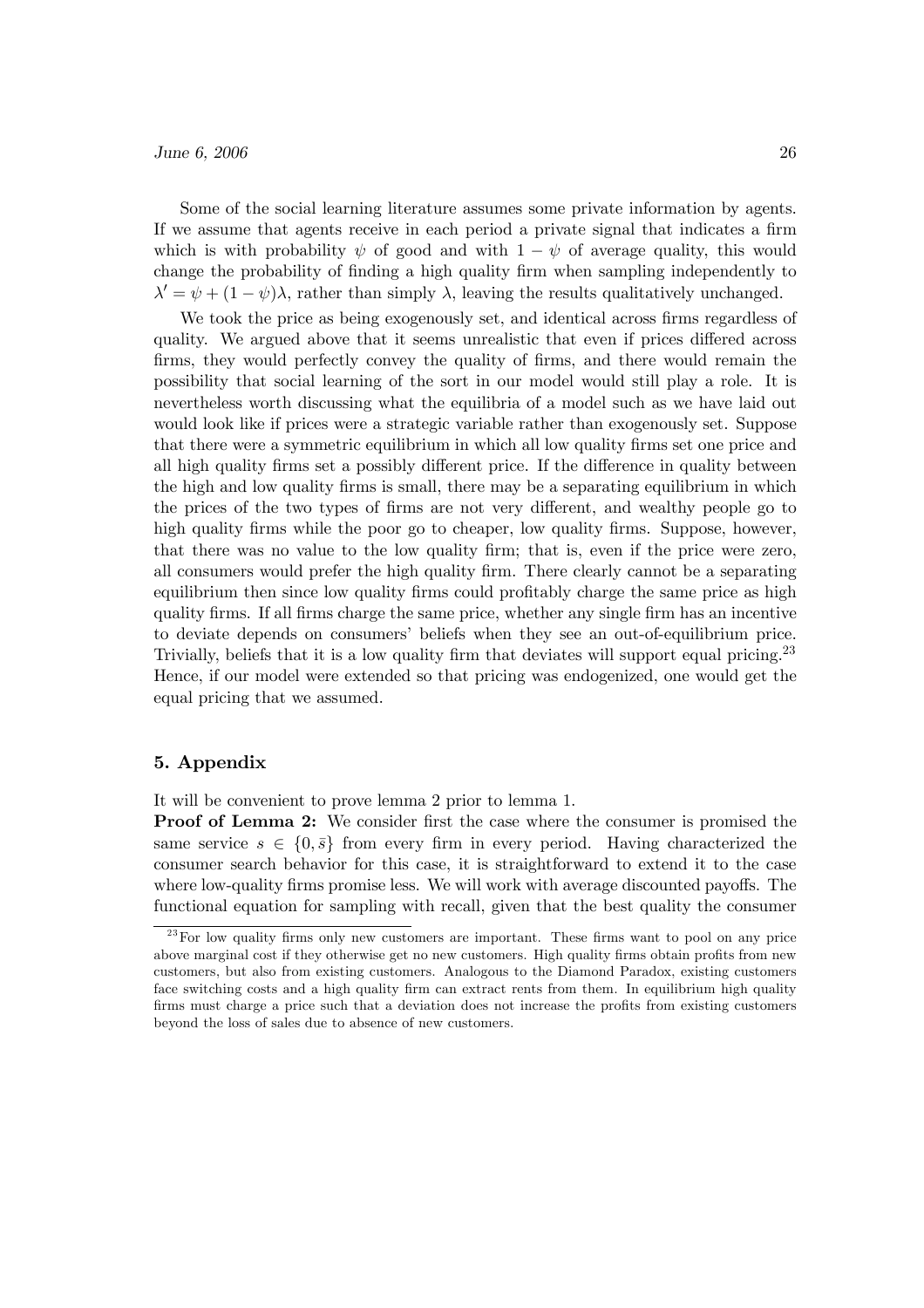Some of the social learning literature assumes some private information by agents. If we assume that agents receive in each period a private signal that indicates a firm which is with probability $\psi$ of good and with $1-\psi$ of average quality, this would change the probability of finding a high quality firm when sampling independently to $\lambda' = \psi + (1-\psi)\lambda$, rather than simply $\lambda$, leaving the results qualitatively unchanged.

We took the price as being exogenously set, and identical across firms regardless of quality. We argued above that it seems unrealistic that even if prices differed across firms, they would perfectly convey the quality of firms, and there would remain the possibility that social learning of the sort in our model would still play a role. It is nevertheless worth discussing what the equilibria of a model such as we have laid out would look like if prices were a strategic variable rather than exogenously set. Suppose that there were a symmetric equilibrium in which all low quality firms set one price and all high quality firms set a possibly different price. If the difference in quality between the high and low quality firms is small, there may be a separating equilibrium in which the prices of the two types of firms are not very different, and wealthy people go to high quality firms while the poor go to cheaper, low quality firms. Suppose, however, that there was no value to the low quality firm; that is, even if the price were zero, all consumers would prefer the high quality firm. There clearly cannot be a separating equilibrium then since low quality firms could profitably charge the same price as high quality firms. If all firms charge the same price, whether any single firm has an incentive to deviate depends on consumers' beliefs when they see an out-of-equilibrium price. Trivially, beliefs that it is a low quality firm that deviates will support equal pricing.[23] Hence, if our model were extended so that pricing was endogenized, one would get the equal pricing that we assumed.

## 5. Appendix

It will be convenient to prove lemma 2 prior to lemma 1.

**Proof of Lemma 2:** We consider first the case where the consumer is promised the same service $s \in \{0, \bar{s}\}$ from every firm in every period. Having characterized the consumer search behavior for this case, it is straightforward to extend it to the case where low-quality firms promise less. We will work with average discounted payoffs. The functional equation for sampling with recall, given that the best quality the consumer

[23] For low quality firms only new customers are important. These firms want to pool on any price above marginal cost if they otherwise get no new customers. High quality firms obtain profits from new customers, but also from existing customers. Analogous to the Diamond Paradox, existing customers face switching costs and a high quality firm can extract rents from them. In equilibrium high quality firms must charge a price such that a deviation does not increase the profits from existing customers beyond the loss of sales due to absence of new customers.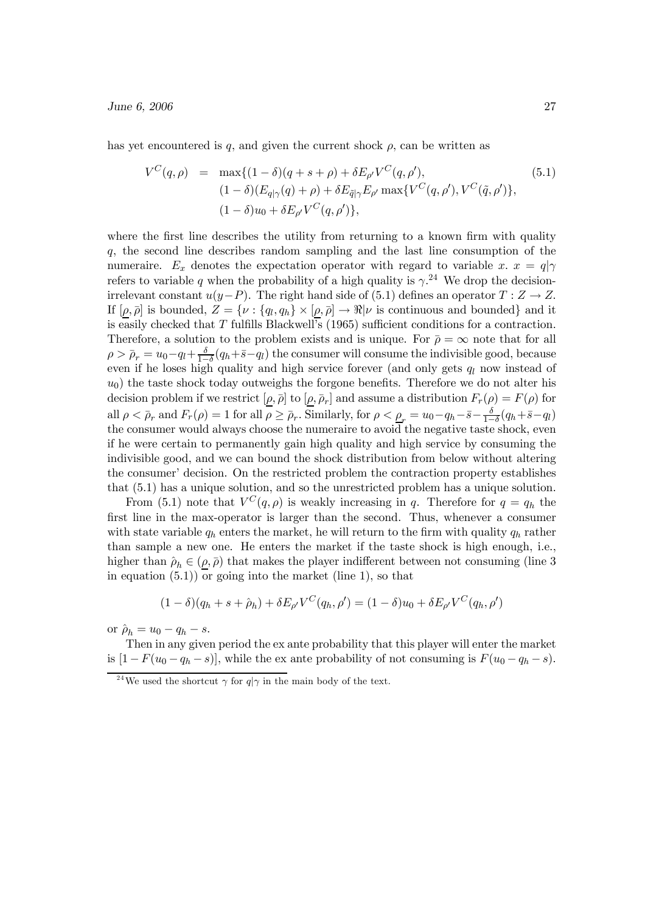has yet encountered is $q$, and given the current shock $\rho$, can be written as

$$
\begin{aligned}
V^C(q,\rho) &= \max\{(1-\delta)(q+s+\rho)+\delta E_{\rho'}V^C(q,\rho'), \\
&\quad (1-\delta)(E_{q|\gamma}(q)+\rho)+\delta E_{\tilde{q}|\gamma}E_{\rho'}\max\{V^C(q,\rho'),V^C(\tilde{q},\rho')\}, \\
&\quad (1-\delta)u_0+\delta E_{\rho'}V^C(q,\rho')\},
\end{aligned} \tag{5.1}
$$

where the first line describes the utility from returning to a known firm with quality $q$, the second line describes random sampling and the last line consumption of the numeraire. $E_x$ denotes the expectation operator with regard to variable $x$. $x = q|\gamma$ refers to variable $q$ when the probability of a high quality is $\gamma$.[24] We drop the decision-irrelevant constant $u(y-P)$. The right hand side of (5.1) defines an operator $T: Z \to Z$. If $[\underline{\rho}, \bar{\rho}]$ is bounded, $Z = \{\nu : \{q_l, q_h\} \times [\underline{\rho}, \bar{\rho}] \to \Re | \nu$ is continuous and bounded$\}$ and it is easily checked that $T$ fulfills Blackwell's (1965) sufficient conditions for a contraction. Therefore, a solution to the problem exists and is unique. For $\bar{\rho} = \infty$ note that for all $\rho > \bar{\rho}_r = u_0 - q_l + \frac{\delta}{1-\delta}(q_h + \bar{s} - q_l)$ the consumer will consume the indivisible good, because even if he loses high quality and high service forever (and only gets $q_l$ now instead of $u_0$) the taste shock today outweighs the forgone benefits. Therefore we do not alter his decision problem if we restrict $[\underline{\rho}, \bar{\rho}]$ to $[\underline{\rho}, \bar{\rho}_r]$ and assume a distribution $F_r(\rho) = F(\rho)$ for all $\rho < \bar{\rho}_r$ and $F_r(\rho) = 1$ for all $\rho \geq \bar{\rho}_r$. Similarly, for $\rho < \underline{\rho}_r = u_0 - q_h - \bar{s} - \frac{\delta}{1-\delta}(q_h + \bar{s} - q_l)$ the consumer would always choose the numeraire to avoid the negative taste shock, even if he were certain to permanently gain high quality and high service by consuming the indivisible good, and we can bound the shock distribution from below without altering the consumer' decision. On the restricted problem the contraction property establishes that (5.1) has a unique solution, and so the unrestricted problem has a unique solution.

From (5.1) note that $V^C(q,\rho)$ is weakly increasing in $q$. Therefore for $q = q_h$ the first line in the max-operator is larger than the second. Thus, whenever a consumer with state variable $q_h$ enters the market, he will return to the firm with quality $q_h$ rather than sample a new one. He enters the market if the taste shock is high enough, i.e., higher than $\hat{\rho}_h \in (\underline{\rho}, \bar{\rho})$ that makes the player indifferent between not consuming (line 3 in equation (5.1)) or going into the market (line 1), so that

$$
(1-\delta)(q_h+s+\hat{\rho}_h)+\delta E_{\rho'}V^C(q_h,\rho') = (1-\delta)u_0+\delta E_{\rho'}V^C(q_h,\rho')
$$

or $\hat{\rho}_h = u_0 - q_h - s$.

Then in any given period the ex ante probability that this player will enter the market is $[1-F(u_0-q_h-s)]$, while the ex ante probability of not consuming is $F(u_0-q_h-s)$.

[24] We used the shortcut $\gamma$ for $q|\gamma$ in the main body of the text.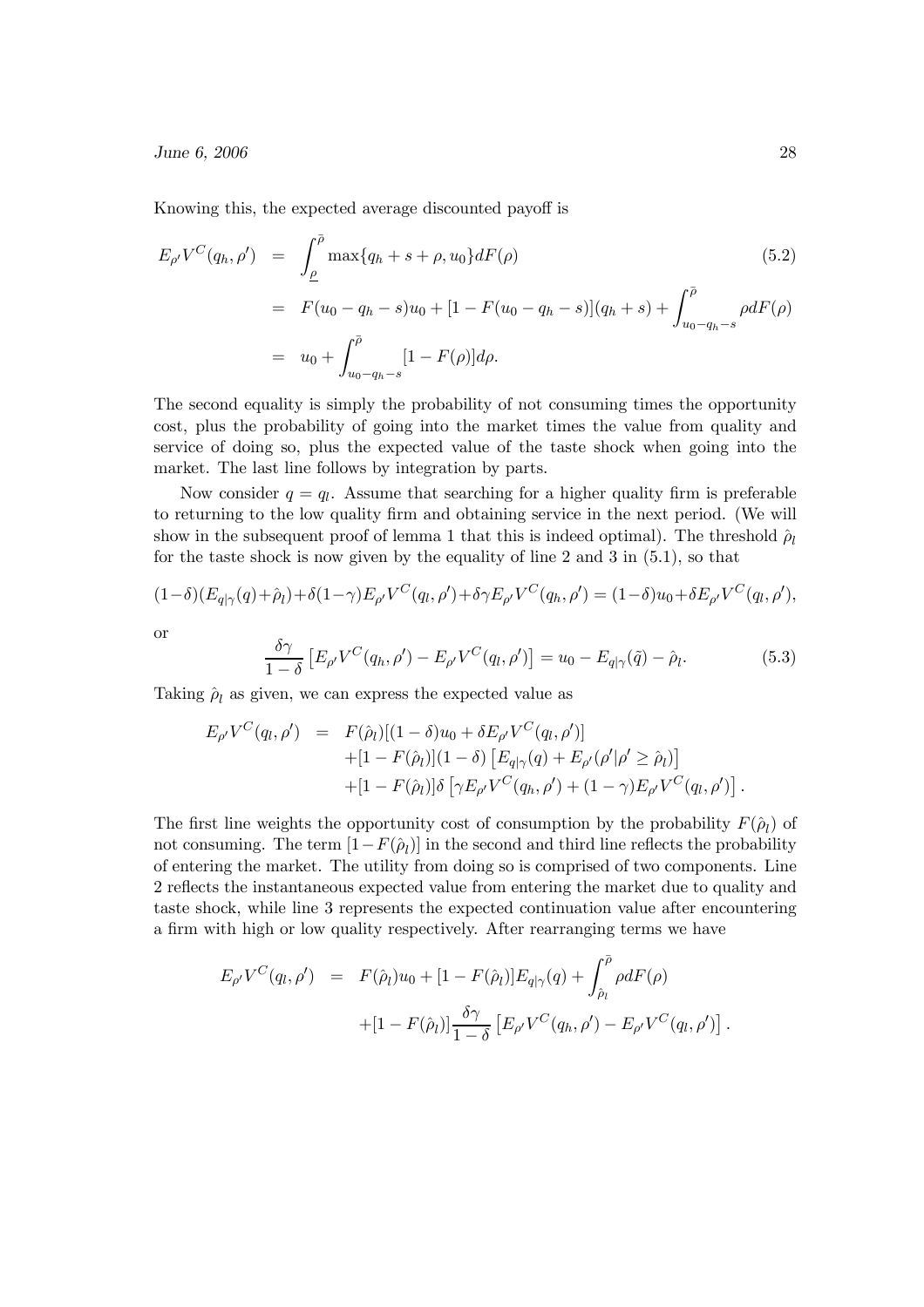Knowing this, the expected average discounted payoff is

$$
\begin{aligned}
E_{\rho'}V^C(q_h,\rho') &= \int_{\underline{\rho}}^{\bar{\rho}} \max\{q_h+s+\rho, u_0\} dF(\rho) \qquad (5.2)\\
&= F(u_0-q_h-s)u_0 + [1-F(u_0-q_h-s)](q_h+s) + \int_{u_0-q_h-s}^{\bar{\rho}} \rho dF(\rho)\\
&= u_0 + \int_{u_0-q_h-s}^{\bar{\rho}} [1-F(\rho)]d\rho.
\end{aligned}
$$

The second equality is simply the probability of not consuming times the opportunity cost, plus the probability of going into the market times the value from quality and service of doing so, plus the expected value of the taste shock when going into the market. The last line follows by integration by parts.

Now consider $q = q_l$. Assume that searching for a higher quality firm is preferable to returning to the low quality firm and obtaining service in the next period. (We will show in the subsequent proof of lemma 1 that this is indeed optimal). The threshold $\hat{\rho}_l$ for the taste shock is now given by the equality of line 2 and 3 in (5.1), so that

$$
(1-\delta)(E_{q|\gamma}(q)+\hat{\rho}_l)+\delta(1-\gamma)E_{\rho'}V^C(q_l,\rho')+\delta\gamma E_{\rho'}V^C(q_h,\rho') = (1-\delta)u_0+\delta E_{\rho'}V^C(q_l,\rho'),
$$

or

$$
\frac{\delta\gamma}{1-\delta}\left[E_{\rho'}V^C(q_h,\rho') - E_{\rho'}V^C(q_l,\rho')\right] = u_0 - E_{q|\gamma}(\tilde{q}) - \hat{\rho}_l. \qquad (5.3)
$$

Taking $\hat{\rho}_l$ as given, we can express the expected value as

$$
\begin{aligned}
E_{\rho'}V^C(q_l,\rho') &= F(\hat{\rho}_l)[(1-\delta)u_0 + \delta E_{\rho'}V^C(q_l,\rho')]\\
&\quad +[1-F(\hat{\rho}_l)](1-\delta)\left[E_{q|\gamma}(q) + E_{\rho'}(\rho'|\rho' \geq \hat{\rho}_l)\right]\\
&\quad +[1-F(\hat{\rho}_l)]\delta\left[\gamma E_{\rho'}V^C(q_h,\rho') + (1-\gamma)E_{\rho'}V^C(q_l,\rho')\right].
\end{aligned}
$$

The first line weights the opportunity cost of consumption by the probability $F(\hat{\rho}_l)$ of not consuming. The term $[1-F(\hat{\rho}_l)]$ in the second and third line reflects the probability of entering the market. The utility from doing so is comprised of two components. Line 2 reflects the instantaneous expected value from entering the market due to quality and taste shock, while line 3 represents the expected continuation value after encountering a firm with high or low quality respectively. After rearranging terms we have

$$
\begin{aligned}
E_{\rho'}V^C(q_l,\rho') &= F(\hat{\rho}_l)u_0 + [1-F(\hat{\rho}_l)]E_{q|\gamma}(q) + \int_{\hat{\rho}_l}^{\bar{\rho}} \rho dF(\rho)\\
&\quad +[1-F(\hat{\rho}_l)]\frac{\delta\gamma}{1-\delta}\left[E_{\rho'}V^C(q_h,\rho') - E_{\rho'}V^C(q_l,\rho')\right].
\end{aligned}
$$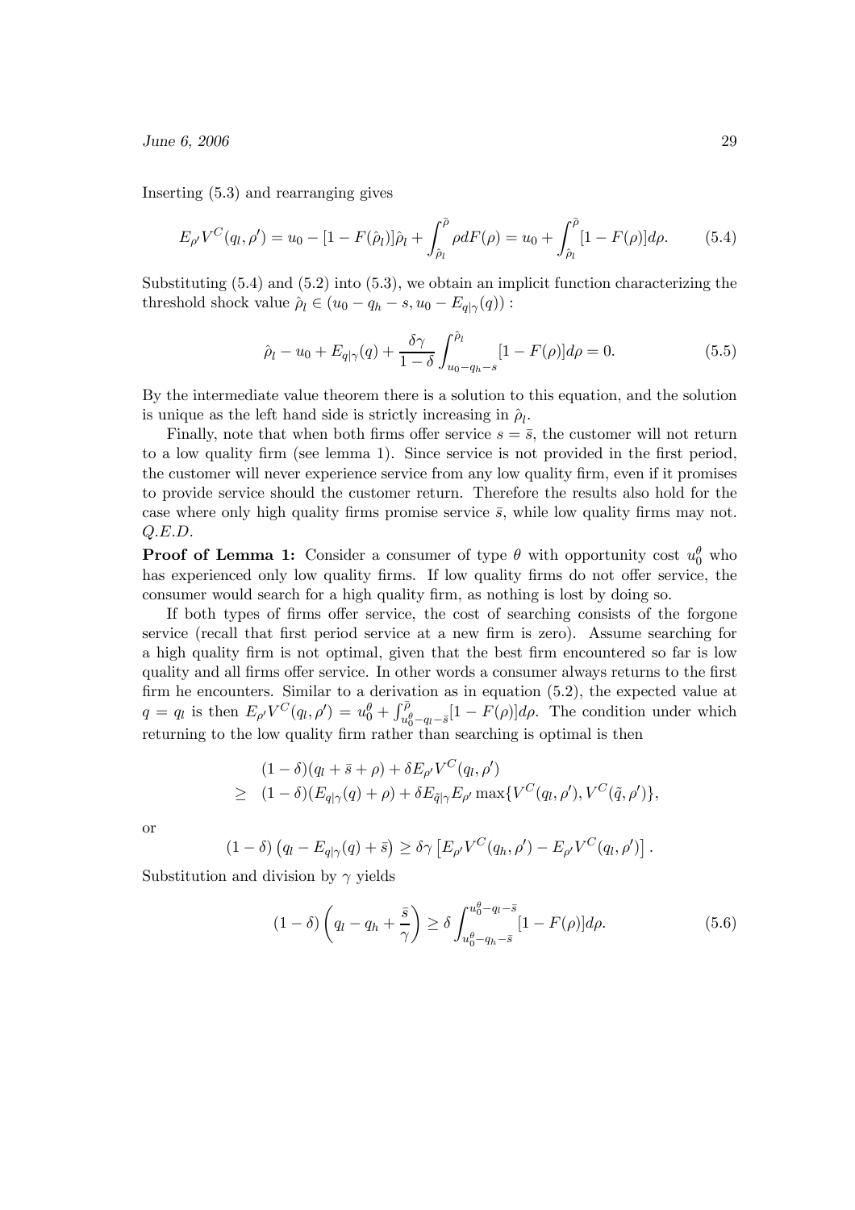Inserting (5.3) and rearranging gives

$$E_{\rho'} V^C(q_l, \rho') = u_0 - [1 - F(\hat{\rho}_l)]\hat{\rho}_l + \int_{\hat{\rho}_l}^{\bar{\rho}} \rho dF(\rho) = u_0 + \int_{\hat{\rho}_l}^{\bar{\rho}} [1 - F(\rho)] d\rho. \tag{5.4}$$

Substituting (5.4) and (5.2) into (5.3), we obtain an implicit function characterizing the threshold shock value $\hat{\rho}_l \in (u_0 - q_h - s, u_0 - E_{q|\gamma}(q))$ :

$$\hat{\rho}_l - u_0 + E_{q|\gamma}(q) + \frac{\delta\gamma}{1-\delta} \int_{u_0 - q_h - s}^{\hat{\rho}_l} [1 - F(\rho)] d\rho = 0. \tag{5.5}$$

By the intermediate value theorem there is a solution to this equation, and the solution is unique as the left hand side is strictly increasing in $\hat{\rho}_l$.

Finally, note that when both firms offer service $s = \bar{s}$, the customer will not return to a low quality firm (see lemma 1). Since service is not provided in the first period, the customer will never experience service from any low quality firm, even if it promises to provide service should the customer return. Therefore the results also hold for the case where only high quality firms promise service $\bar{s}$, while low quality firms may not. *Q.E.D.*

**Proof of Lemma 1:** Consider a consumer of type $\theta$ with opportunity cost $u_0^\theta$ who has experienced only low quality firms. If low quality firms do not offer service, the consumer would search for a high quality firm, as nothing is lost by doing so.

If both types of firms offer service, the cost of searching consists of the forgone service (recall that first period service at a new firm is zero). Assume searching for a high quality firm is not optimal, given that the best firm encountered so far is low quality and all firms offer service. In other words a consumer always returns to the first firm he encounters. Similar to a derivation as in equation (5.2), the expected value at $q = q_l$ is then $E_{\rho'} V^C(q_l, \rho') = u_0^\theta + \int_{u_0^\theta - q_l - \bar{s}}^{\bar{\rho}} [1 - F(\rho)] d\rho$. The condition under which returning to the low quality firm rather than searching is optimal is then

$$\begin{aligned}
& (1-\delta)(q_l + \bar{s} + \rho) + \delta E_{\rho'} V^C(q_l, \rho') \\
\geq \; & (1-\delta)(E_{q|\gamma}(q) + \rho) + \delta E_{\tilde{q}|\gamma} E_{\rho'} \max\{V^C(q_l, \rho'), V^C(\tilde{q}, \rho')\},
\end{aligned}$$

or

$$(1-\delta)\left(q_l - E_{q|\gamma}(q) + \bar{s}\right) \geq \delta\gamma \left[E_{\rho'} V^C(q_h, \rho') - E_{\rho'} V^C(q_l, \rho')\right].$$

Substitution and division by $\gamma$ yields

$$(1-\delta)\left(q_l - q_h + \frac{\bar{s}}{\gamma}\right) \geq \delta \int_{u_0^\theta - q_h - \bar{s}}^{u_0^\theta - q_l - \bar{s}} [1 - F(\rho)] d\rho. \tag{5.6}$$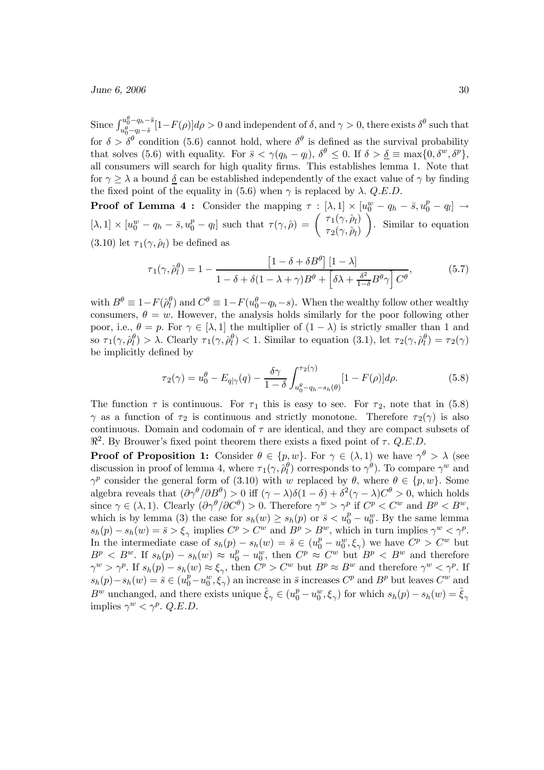Since $\int_{u_0^\theta - q_l - \bar{s}}^{u_0^\theta - q_h - \bar{s}} [1-F(\rho)]d\rho > 0$ and independent of $\delta$, and $\gamma > 0$, there exists $\delta^\theta$ such that for $\delta > \delta^\theta$ condition (5.6) cannot hold, where $\delta^\theta$ is defined as the survival probability that solves (5.6) with equality. For $\bar{s} < \gamma(q_h - q_l)$, $\delta^\theta \leq 0$. If $\delta > \underline{\delta} \equiv \max\{0, \delta^w, \delta^p\}$, all consumers will search for high quality firms. This establishes lemma 1. Note that for $\gamma \geq \lambda$ a bound $\underline{\delta}$ can be established independently of the exact value of $\gamma$ by finding the fixed point of the equality in (5.6) when $\gamma$ is replaced by $\lambda$. *Q.E.D.*

**Proof of Lemma 4 :** Consider the mapping $\tau : [\lambda, 1] \times [u_0^w - q_h - \bar{s}, u_0^p - q_l] \rightarrow [\lambda, 1] \times [u_0^w - q_h - \bar{s}, u_0^p - q_l]$ such that $\tau(\gamma, \hat{\rho}) = \begin{pmatrix} \tau_1(\gamma, \hat{\rho}_l) \\ \tau_2(\gamma, \hat{\rho}_l) \end{pmatrix}$. Similar to equation (3.10) let $\tau_1(\gamma, \hat{\rho}_l)$ be defined as

$$\tau_1(\gamma, \hat{\rho}_l^\theta) = 1 - \frac{\left[1 - \delta + \delta B^\theta\right][1-\lambda]}{1 - \delta + \delta(1-\lambda+\gamma)B^\theta + \left[\delta\lambda + \frac{\delta^2}{1-\delta}B^\theta\gamma\right]C^\theta}, \tag{5.7}$$

with $B^\theta \equiv 1 - F(\hat{\rho}_l^\theta)$ and $C^\theta \equiv 1 - F(u_0^\theta - q_h - s)$. When the wealthy follow other wealthy consumers, $\theta = w$. However, the analysis holds similarly for the poor following other poor, i.e., $\theta = p$. For $\gamma \in [\lambda, 1]$ the multiplier of $(1-\lambda)$ is strictly smaller than 1 and so $\tau_1(\gamma, \hat{\rho}_l^\theta) > \lambda$. Clearly $\tau_1(\gamma, \hat{\rho}_l^\theta) < 1$. Similar to equation (3.1), let $\tau_2(\gamma, \hat{\rho}_l^\theta) = \tau_2(\gamma)$ be implicitly defined by

$$\tau_2(\gamma) = u_0^\theta - E_{q|\gamma}(q) - \frac{\delta\gamma}{1-\delta}\int_{u_0^\theta - q_h - s_h(\theta)}^{\tau_2(\gamma)} [1 - F(\rho)]d\rho. \tag{5.8}$$

The function $\tau$ is continuous. For $\tau_1$ this is easy to see. For $\tau_2$, note that in (5.8) $\gamma$ as a function of $\tau_2$ is continuous and strictly monotone. Therefore $\tau_2(\gamma)$ is also continuous. Domain and codomain of $\tau$ are identical, and they are compact subsets of $\Re^2$. By Brouwer's fixed point theorem there exists a fixed point of $\tau$. *Q.E.D.*

**Proof of Proposition 1:** Consider $\theta \in \{p, w\}$. For $\gamma \in (\lambda, 1)$ we have $\gamma^\theta > \lambda$ (see discussion in proof of lemma 4, where $\tau_1(\gamma, \hat{\rho}_l^\theta)$ corresponds to $\gamma^\theta$). To compare $\gamma^w$ and $\gamma^p$ consider the general form of (3.10) with $w$ replaced by $\theta$, where $\theta \in \{p, w\}$. Some algebra reveals that $(\partial\gamma^\theta / \partial B^\theta) > 0$ iff $(\gamma - \lambda)\delta(1-\delta) + \delta^2(\gamma - \lambda)C^\theta > 0$, which holds since $\gamma \in (\lambda, 1)$. Clearly $(\partial\gamma^\theta / \partial C^\theta) > 0$. Therefore $\gamma^w > \gamma^p$ if $C^p < C^w$ and $B^p < B^w$, which is by lemma (3) the case for $s_h(w) \geq s_h(p)$ or $\bar{s} < u_0^p - u_0^w$. By the same lemma $s_h(p) - s_h(w) = \bar{s} > \xi_\gamma$ implies $C^p > C^w$ and $B^p > B^w$, which in turn implies $\gamma^w < \gamma^p$. In the intermediate case of $s_h(p) - s_h(w) = \bar{s} \in (u_0^p - u_0^w, \xi_\gamma)$ we have $C^p > C^w$ but $B^p < B^w$. If $s_h(p) - s_h(w) \approx u_0^p - u_0^w$, then $C^p \approx C^w$ but $B^p < B^w$ and therefore $\gamma^w > \gamma^p$. If $s_h(p) - s_h(w) \approx \xi_\gamma$, then $C^p > C^w$ but $B^p \approx B^w$ and therefore $\gamma^w < \gamma^p$. If $s_h(p) - s_h(w) = \bar{s} \in (u_0^p - u_0^w, \xi_\gamma)$ an increase in $\bar{s}$ increases $C^p$ and $B^p$ but leaves $C^w$ and $B^w$ unchanged, and there exists unique $\hat{\xi}_\gamma \in (u_0^p - u_0^w, \xi_\gamma)$ for which $s_h(p) - s_h(w) = \hat{\xi}_\gamma$ implies $\gamma^w < \gamma^p$. *Q.E.D.*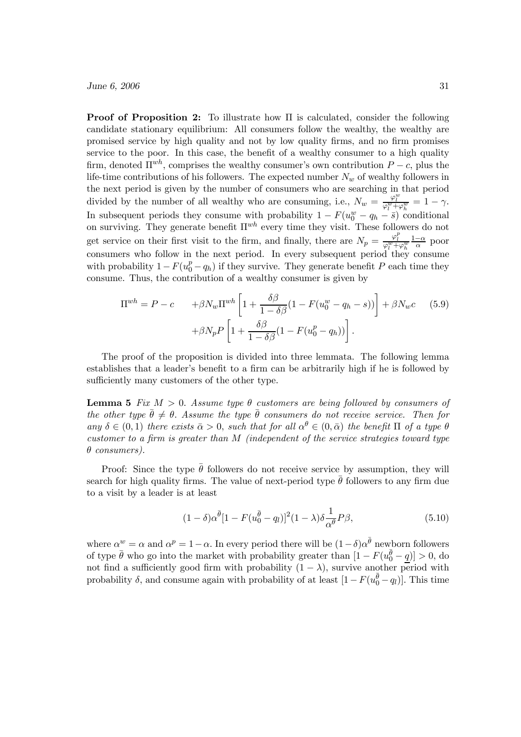**Proof of Proposition 2:** To illustrate how $\Pi$ is calculated, consider the following candidate stationary equilibrium: All consumers follow the wealthy, the wealthy are promised service by high quality and not by low quality firms, and no firm promises service to the poor. In this case, the benefit of a wealthy consumer to a high quality firm, denoted $\Pi^{wh}$, comprises the wealthy consumer's own contribution $P - c$, plus the life-time contributions of his followers. The expected number $N_w$ of wealthy followers in the next period is given by the number of consumers who are searching in that period divided by the number of all wealthy who are consuming, i.e., $N_w = \frac{\varphi_l^w}{\varphi_l^w + \varphi_h^w} = 1 - \gamma$. In subsequent periods they consume with probability $1 - F(u_0^w - q_h - \bar{s})$ conditional on surviving. They generate benefit $\Pi^{wh}$ every time they visit. These followers do not get service on their first visit to the firm, and finally, there are $N_p = \frac{\varphi_l^p}{\varphi_l^w + \varphi_h^w} \frac{1-\alpha}{\alpha}$ poor consumers who follow in the next period. In every subsequent period they consume with probability $1 - F(u_0^p - q_h)$ if they survive. They generate benefit $P$ each time they consume. Thus, the contribution of a wealthy consumer is given by

$$
\begin{aligned}
\Pi^{wh} = P - c \qquad &+ \beta N_w \Pi^{wh} \left[ 1 + \frac{\delta\beta}{1 - \delta\beta}(1 - F(u_0^w - q_h - s)) \right] + \beta N_w c \qquad (5.9) \\
&+ \beta N_p P \left[ 1 + \frac{\delta\beta}{1 - \delta\beta}(1 - F(u_0^p - q_h)) \right].
\end{aligned}
$$

The proof of the proposition is divided into three lemmata. The following lemma establishes that a leader's benefit to a firm can be arbitrarily high if he is followed by sufficiently many customers of the other type.

**Lemma 5** *Fix $M > 0$. Assume type $\theta$ customers are being followed by consumers of the other type $\bar{\theta} \neq \theta$. Assume the type $\bar{\theta}$ consumers do not receive service. Then for any $\delta \in (0, 1)$ there exists $\bar{\alpha} > 0$, such that for all $\alpha^\theta \in (0, \bar{\alpha})$ the benefit $\Pi$ of a type $\theta$ customer to a firm is greater than $M$ (independent of the service strategies toward type $\theta$ consumers).*

Proof: Since the type $\bar{\theta}$ followers do not receive service by assumption, they will search for high quality firms. The value of next-period type $\bar{\theta}$ followers to any firm due to a visit by a leader is at least

$$
(1 - \delta)\alpha^{\bar{\theta}}[1 - F(u_0^{\bar{\theta}} - q_l)]^2 (1 - \lambda)\delta \frac{1}{\alpha^\theta} P\beta, \qquad (5.10)
$$

where $\alpha^w = \alpha$ and $\alpha^p = 1 - \alpha$. In every period there will be $(1 - \delta)\alpha^{\bar{\theta}}$ newborn followers of type $\bar{\theta}$ who go into the market with probability greater than $[1 - F(u_0^{\bar{\theta}} - \underline{q})] > 0$, do not find a sufficiently good firm with probability $(1 - \lambda)$, survive another period with probability $\delta$, and consume again with probability of at least $[1 - F(u_0^{\bar{\theta}} - q_l)]$. This time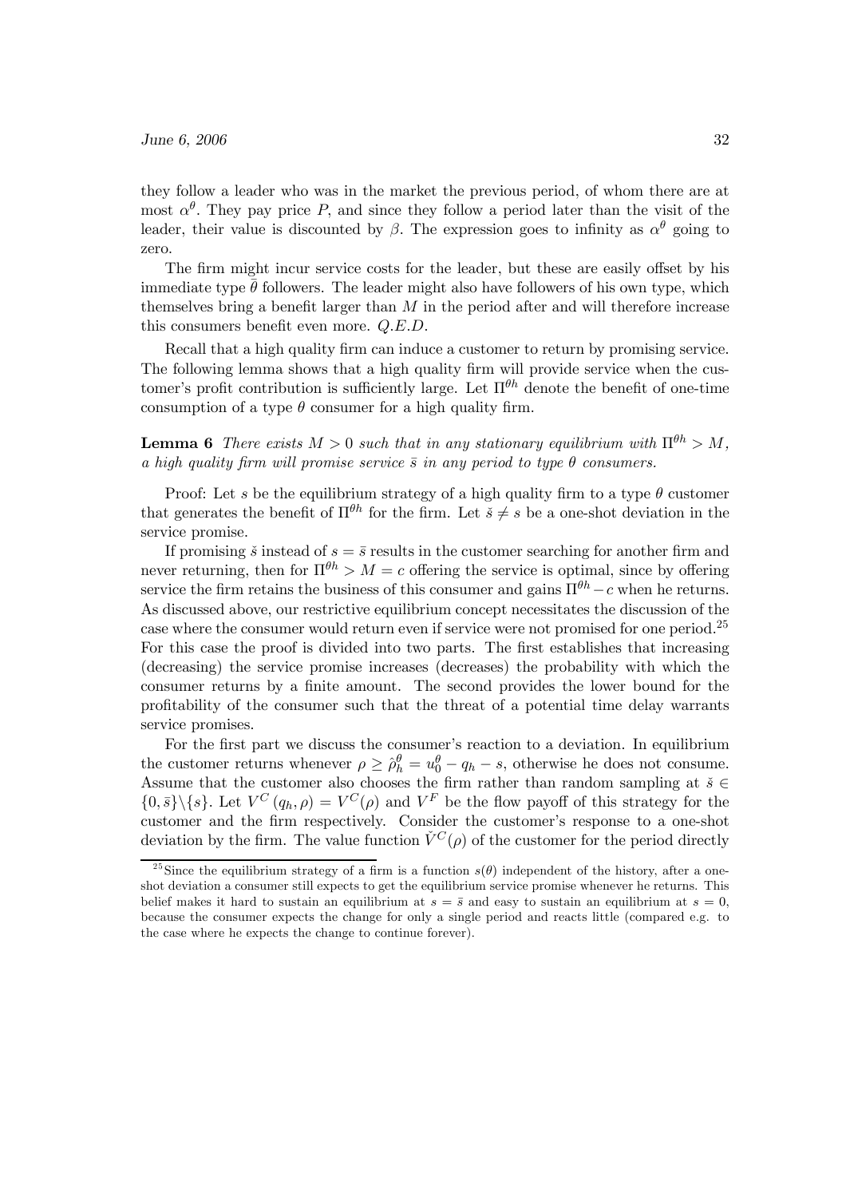they follow a leader who was in the market the previous period, of whom there are at most $\alpha^{\theta}$. They pay price $P$, and since they follow a period later than the visit of the leader, their value is discounted by $\beta$. The expression goes to infinity as $\alpha^{\theta}$ going to zero.

The firm might incur service costs for the leader, but these are easily offset by his immediate type $\bar{\theta}$ followers. The leader might also have followers of his own type, which themselves bring a benefit larger than $M$ in the period after and will therefore increase this consumers benefit even more. *Q.E.D.*

Recall that a high quality firm can induce a customer to return by promising service. The following lemma shows that a high quality firm will provide service when the customer's profit contribution is sufficiently large. Let $\Pi^{\theta h}$ denote the benefit of one-time consumption of a type $\theta$ consumer for a high quality firm.

**Lemma 6** *There exists $M > 0$ such that in any stationary equilibrium with $\Pi^{\theta h} > M$, a high quality firm will promise service $\bar{s}$ in any period to type $\theta$ consumers.*

Proof: Let $s$ be the equilibrium strategy of a high quality firm to a type $\theta$ customer that generates the benefit of $\Pi^{\theta h}$ for the firm. Let $\check{s} \neq s$ be a one-shot deviation in the service promise.

If promising $\check{s}$ instead of $s = \bar{s}$ results in the customer searching for another firm and never returning, then for $\Pi^{\theta h} > M = c$ offering the service is optimal, since by offering service the firm retains the business of this consumer and gains $\Pi^{\theta h} - c$ when he returns. As discussed above, our restrictive equilibrium concept necessitates the discussion of the case where the consumer would return even if service were not promised for one period.[25] For this case the proof is divided into two parts. The first establishes that increasing (decreasing) the service promise increases (decreases) the probability with which the consumer returns by a finite amount. The second provides the lower bound for the profitability of the consumer such that the threat of a potential time delay warrants service promises.

For the first part we discuss the consumer's reaction to a deviation. In equilibrium the customer returns whenever $\rho \geq \hat{\rho}_h^{\theta} = u_0^{\theta} - q_h - s$, otherwise he does not consume. Assume that the customer also chooses the firm rather than random sampling at $\check{s} \in \{0, \bar{s}\} \backslash \{s\}$. Let $V^C(q_h, \rho) = V^C(\rho)$ and $V^F$ be the flow payoff of this strategy for the customer and the firm respectively. Consider the customer's response to a one-shot deviation by the firm. The value function $\check{V}^C(\rho)$ of the customer for the period directly

[25] Since the equilibrium strategy of a firm is a function $s(\theta)$ independent of the history, after a one-shot deviation a consumer still expects to get the equilibrium service promise whenever he returns. This belief makes it hard to sustain an equilibrium at $s = \bar{s}$ and easy to sustain an equilibrium at $s = 0$, because the consumer expects the change for only a single period and reacts little (compared e.g. to the case where he expects the change to continue forever).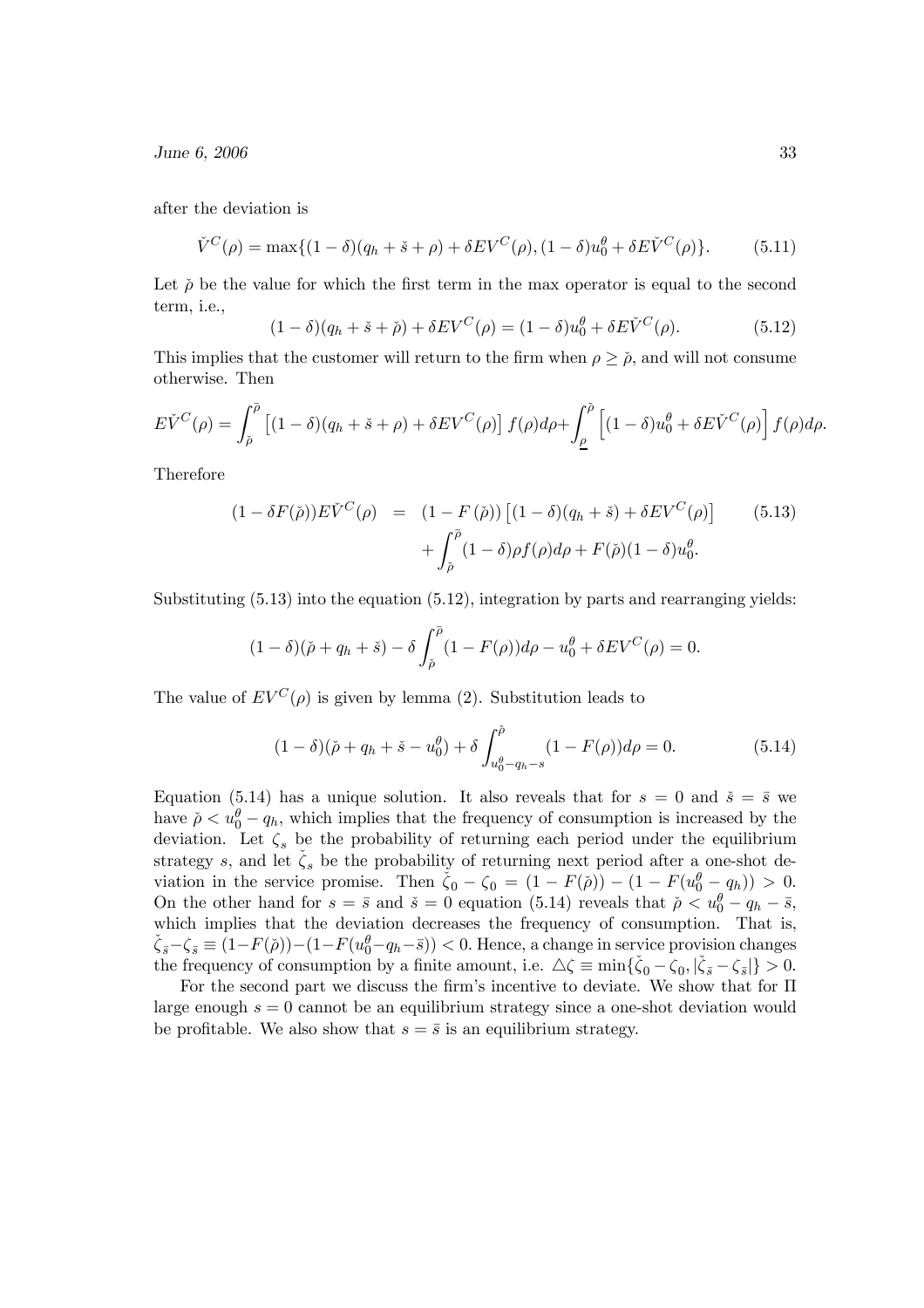after the deviation is

$$\check{V}^C(\rho) = \max\{(1-\delta)(q_h + \check{s} + \rho) + \delta EV^C(\rho), (1-\delta)u_0^\theta + \delta E\check{V}^C(\rho)\}. \tag{5.11}$$

Let $\check{\rho}$ be the value for which the first term in the max operator is equal to the second term, i.e.,

$$(1-\delta)(q_h + \check{s} + \check{\rho}) + \delta EV^C(\rho) = (1-\delta)u_0^\theta + \delta E\check{V}^C(\rho). \tag{5.12}$$

This implies that the customer will return to the firm when $\rho \geq \check{\rho}$, and will not consume otherwise. Then

$$E\check{V}^C(\rho) = \int_{\check{\rho}}^{\bar{\rho}} \left[(1-\delta)(q_h + \check{s} + \rho) + \delta EV^C(\rho)\right] f(\rho)d\rho + \int_{\underline{\rho}}^{\check{\rho}} \left[(1-\delta)u_0^\theta + \delta E\check{V}^C(\rho)\right] f(\rho)d\rho.$$

Therefore

$$\begin{aligned}(1-\delta F(\check{\rho}))E\check{V}^C(\rho) &= (1-F(\check{\rho}))\left[(1-\delta)(q_h + \check{s}) + \delta EV^C(\rho)\right] \\ &\quad + \int_{\check{\rho}}^{\bar{\rho}} (1-\delta)\rho f(\rho)d\rho + F(\check{\rho})(1-\delta)u_0^\theta.\end{aligned} \tag{5.13}$$

Substituting (5.13) into the equation (5.12), integration by parts and rearranging yields:

$$(1-\delta)(\check{\rho} + q_h + \check{s}) - \delta \int_{\check{\rho}}^{\bar{\rho}} (1-F(\rho))d\rho - u_0^\theta + \delta EV^C(\rho) = 0.$$

The value of $EV^C(\rho)$ is given by lemma (2). Substitution leads to

$$(1-\delta)(\check{\rho} + q_h + \check{s} - u_0^\theta) + \delta \int_{u_0^\theta - q_h - s}^{\check{\rho}} (1-F(\rho))d\rho = 0. \tag{5.14}$$

Equation (5.14) has a unique solution. It also reveals that for $s = 0$ and $\check{s} = \bar{s}$ we have $\check{\rho} < u_0^\theta - q_h$, which implies that the frequency of consumption is increased by the deviation. Let $\zeta_s$ be the probability of returning each period under the equilibrium strategy $s$, and let $\check{\zeta}_s$ be the probability of returning next period after a one-shot deviation in the service promise. Then $\check{\zeta}_0 - \zeta_0 = (1-F(\check{\rho})) - (1-F(u_0^\theta - q_h)) > 0$. On the other hand for $s = \bar{s}$ and $\check{s} = 0$ equation (5.14) reveals that $\check{\rho} < u_0^\theta - q_h - \bar{s}$, which implies that the deviation decreases the frequency of consumption. That is, $\check{\zeta}_{\bar{s}} - \zeta_{\bar{s}} \equiv (1-F(\check{\rho})) - (1-F(u_0^\theta - q_h - \bar{s})) < 0$. Hence, a change in service provision changes the frequency of consumption by a finite amount, i.e. $\triangle\zeta \equiv \min\{\check{\zeta}_0 - \zeta_0, |\check{\zeta}_{\bar{s}} - \zeta_{\bar{s}}|\} > 0$.

For the second part we discuss the firm's incentive to deviate. We show that for $\Pi$ large enough $s = 0$ cannot be an equilibrium strategy since a one-shot deviation would be profitable. We also show that $s = \bar{s}$ is an equilibrium strategy.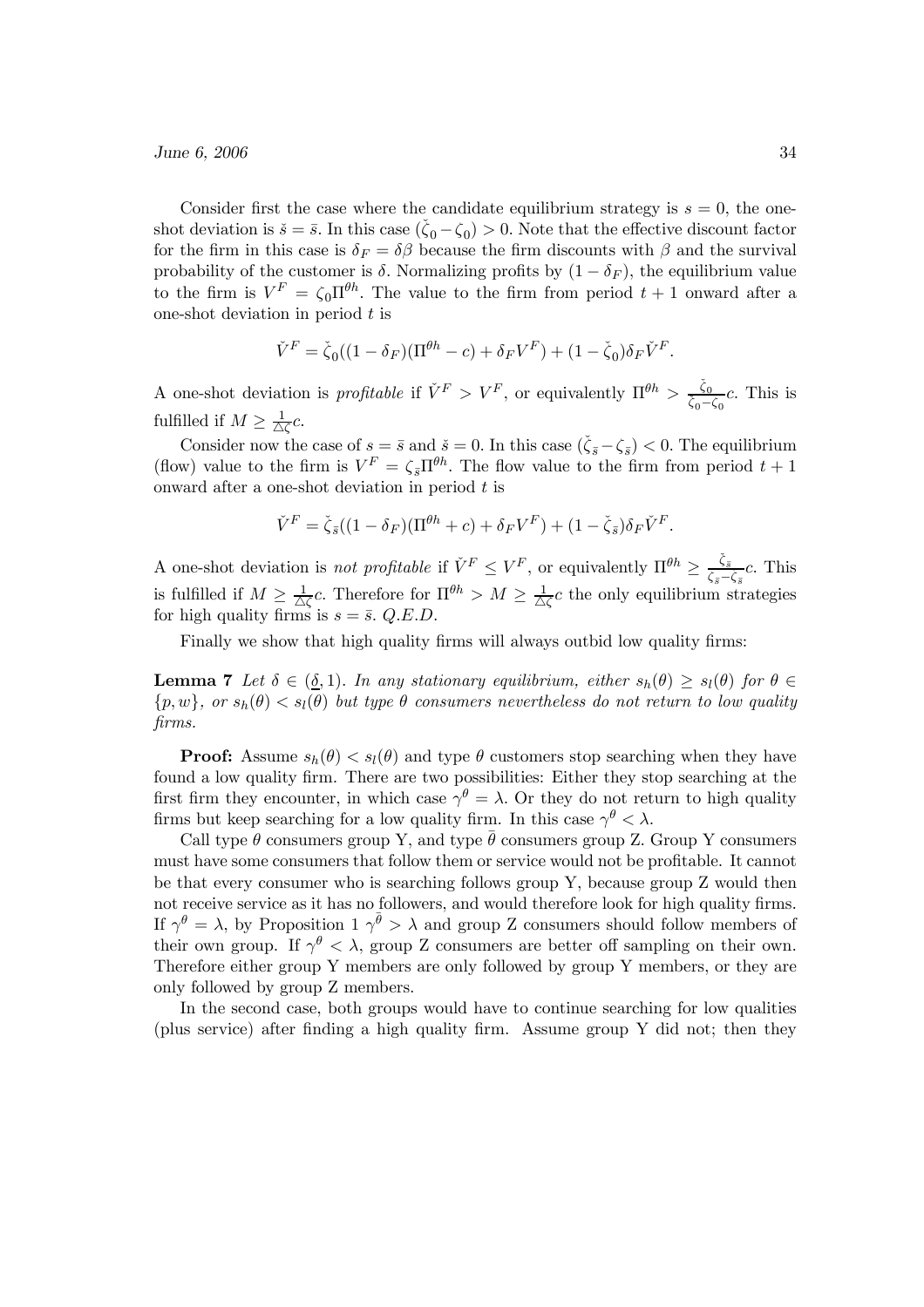Consider first the case where the candidate equilibrium strategy is $s = 0$, the one-shot deviation is $\check{s} = \bar{s}$. In this case $(\check{\zeta}_0 - \zeta_0) > 0$. Note that the effective discount factor for the firm in this case is $\delta_F = \delta\beta$ because the firm discounts with $\beta$ and the survival probability of the customer is $\delta$. Normalizing profits by $(1 - \delta_F)$, the equilibrium value to the firm is $V^F = \zeta_0 \Pi^{\theta h}$. The value to the firm from period $t + 1$ onward after a one-shot deviation in period $t$ is

$$\check{V}^F = \check{\zeta}_0((1 - \delta_F)(\Pi^{\theta h} - c) + \delta_F V^F) + (1 - \check{\zeta}_0)\delta_F \check{V}^F.$$

A one-shot deviation is *profitable* if $\check{V}^F > V^F$, or equivalently $\Pi^{\theta h} > \frac{\check{\zeta}_0}{\check{\zeta}_0 - \zeta_0} c$. This is fulfilled if $M \geq \frac{1}{\triangle\zeta} c$.

Consider now the case of $s = \bar{s}$ and $\check{s} = 0$. In this case $(\check{\zeta}_{\bar{s}} - \zeta_{\bar{s}}) < 0$. The equilibrium (flow) value to the firm is $V^F = \zeta_{\bar{s}} \Pi^{\theta h}$. The flow value to the firm from period $t + 1$ onward after a one-shot deviation in period $t$ is

$$\check{V}^F = \check{\zeta}_{\bar{s}}((1 - \delta_F)(\Pi^{\theta h} + c) + \delta_F V^F) + (1 - \check{\zeta}_{\bar{s}})\delta_F \check{V}^F.$$

A one-shot deviation is *not profitable* if $\check{V}^F \leq V^F$, or equivalently $\Pi^{\theta h} \geq \frac{\check{\zeta}_{\bar{s}}}{\zeta_{\bar{s}} - \check{\zeta}_{\bar{s}}} c$. This is fulfilled if $M \geq \frac{1}{\triangle\zeta} c$. Therefore for $\Pi^{\theta h} > M \geq \frac{1}{\triangle\zeta} c$ the only equilibrium strategies for high quality firms is $s = \bar{s}$. *Q.E.D.*

Finally we show that high quality firms will always outbid low quality firms:

**Lemma 7** *Let $\delta \in (\underline{\delta}, 1)$. In any stationary equilibrium, either $s_h(\theta) \geq s_l(\theta)$ for $\theta \in \{p, w\}$, or $s_h(\theta) < s_l(\theta)$ but type $\theta$ consumers nevertheless do not return to low quality firms.*

**Proof:** Assume $s_h(\theta) < s_l(\theta)$ and type $\theta$ customers stop searching when they have found a low quality firm. There are two possibilities: Either they stop searching at the first firm they encounter, in which case $\gamma^\theta = \lambda$. Or they do not return to high quality firms but keep searching for a low quality firm. In this case $\gamma^\theta < \lambda$.

Call type $\theta$ consumers group Y, and type $\bar{\theta}$ consumers group Z. Group Y consumers must have some consumers that follow them or service would not be profitable. It cannot be that every consumer who is searching follows group Y, because group Z would then not receive service as it has no followers, and would therefore look for high quality firms. If $\gamma^\theta = \lambda$, by Proposition 1 $\gamma^{\bar{\theta}} > \lambda$ and group Z consumers should follow members of their own group. If $\gamma^\theta < \lambda$, group Z consumers are better off sampling on their own. Therefore either group Y members are only followed by group Y members, or they are only followed by group Z members.

In the second case, both groups would have to continue searching for low qualities (plus service) after finding a high quality firm. Assume group Y did not; then they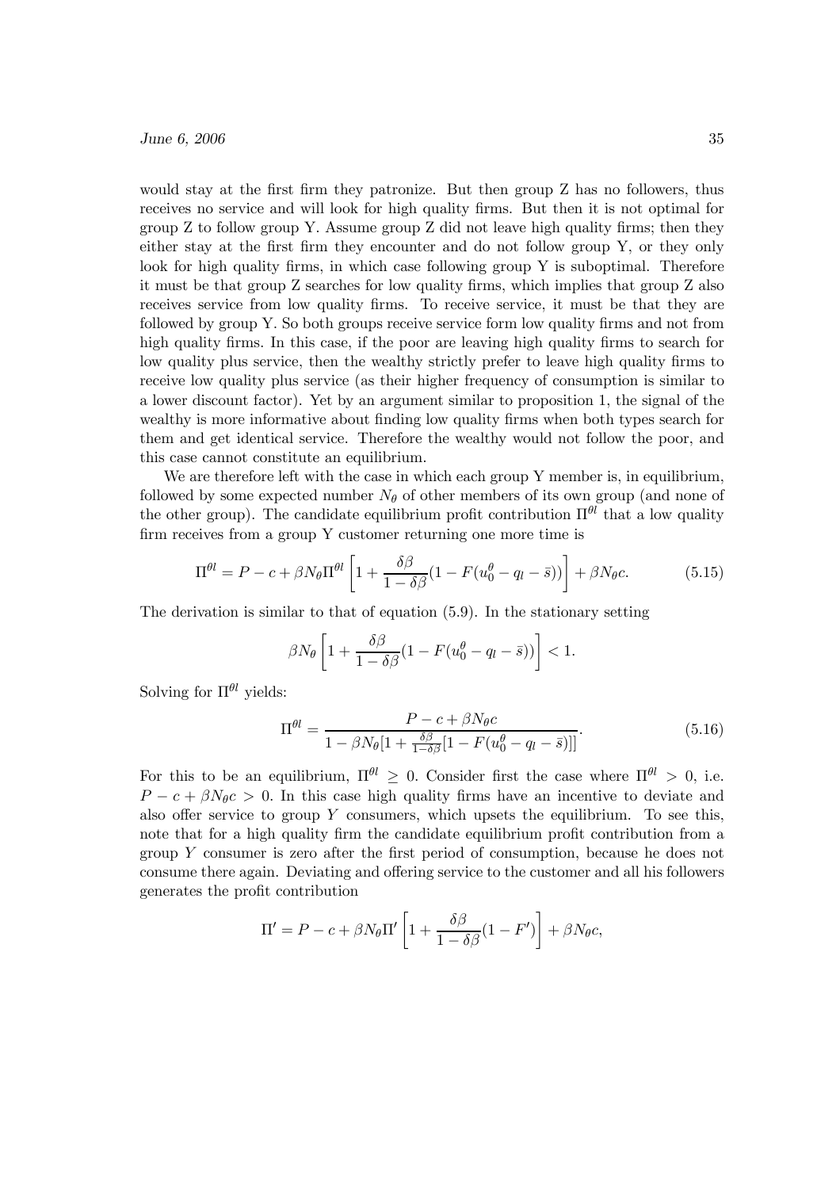would stay at the first firm they patronize. But then group Z has no followers, thus receives no service and will look for high quality firms. But then it is not optimal for group Z to follow group Y. Assume group Z did not leave high quality firms; then they either stay at the first firm they encounter and do not follow group Y, or they only look for high quality firms, in which case following group Y is suboptimal. Therefore it must be that group Z searches for low quality firms, which implies that group Z also receives service from low quality firms. To receive service, it must be that they are followed by group Y. So both groups receive service form low quality firms and not from high quality firms. In this case, if the poor are leaving high quality firms to search for low quality plus service, then the wealthy strictly prefer to leave high quality firms to receive low quality plus service (as their higher frequency of consumption is similar to a lower discount factor). Yet by an argument similar to proposition 1, the signal of the wealthy is more informative about finding low quality firms when both types search for them and get identical service. Therefore the wealthy would not follow the poor, and this case cannot constitute an equilibrium.

We are therefore left with the case in which each group Y member is, in equilibrium, followed by some expected number $N_\theta$ of other members of its own group (and none of the other group). The candidate equilibrium profit contribution $\Pi^{\theta l}$ that a low quality firm receives from a group Y customer returning one more time is

$$\Pi^{\theta l} = P - c + \beta N_\theta \Pi^{\theta l} \left[ 1 + \frac{\delta\beta}{1-\delta\beta}(1 - F(u_0^\theta - q_l - \bar{s})) \right] + \beta N_\theta c. \tag{5.15}$$

The derivation is similar to that of equation (5.9). In the stationary setting

$$\beta N_\theta \left[ 1 + \frac{\delta\beta}{1-\delta\beta}(1 - F(u_0^\theta - q_l - \bar{s})) \right] < 1.$$

Solving for $\Pi^{\theta l}$ yields:

$$\Pi^{\theta l} = \frac{P - c + \beta N_\theta c}{1 - \beta N_\theta [1 + \frac{\delta\beta}{1-\delta\beta}[1 - F(u_0^\theta - q_l - \bar{s})]]}. \tag{5.16}$$

For this to be an equilibrium, $\Pi^{\theta l} \geq 0$. Consider first the case where $\Pi^{\theta l} > 0$, i.e. $P - c + \beta N_\theta c > 0$. In this case high quality firms have an incentive to deviate and also offer service to group $Y$ consumers, which upsets the equilibrium. To see this, note that for a high quality firm the candidate equilibrium profit contribution from a group $Y$ consumer is zero after the first period of consumption, because he does not consume there again. Deviating and offering service to the customer and all his followers generates the profit contribution

$$\Pi' = P - c + \beta N_\theta \Pi' \left[ 1 + \frac{\delta\beta}{1-\delta\beta}(1 - F') \right] + \beta N_\theta c,$$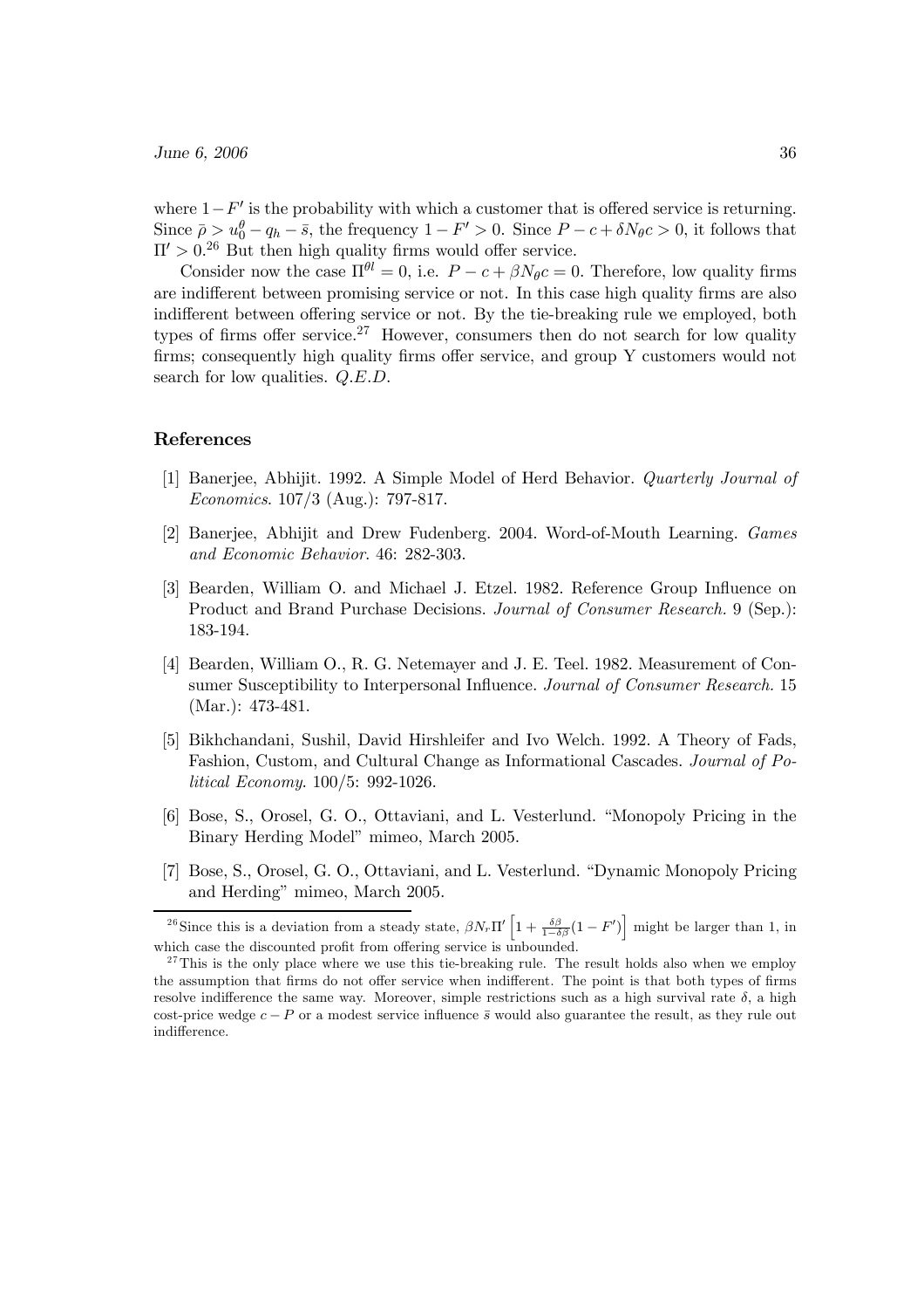where $1-F'$ is the probability with which a customer that is offered service is returning. Since $\bar{\rho} > u_0^\theta - q_h - \bar{s}$, the frequency $1 - F' > 0$. Since $P - c + \delta N_\theta c > 0$, it follows that $\Pi' > 0$.[26] But then high quality firms would offer service.

Consider now the case $\Pi^{\theta l} = 0$, i.e. $P - c + \beta N_\theta c = 0$. Therefore, low quality firms are indifferent between promising service or not. In this case high quality firms are also indifferent between offering service or not. By the tie-breaking rule we employed, both types of firms offer service.[27] However, consumers then do not search for low quality firms; consequently high quality firms offer service, and group Y customers would not search for low qualities. *Q.E.D.*

## References

[1] Banerjee, Abhijit. 1992. A Simple Model of Herd Behavior. *Quarterly Journal of Economics*. 107/3 (Aug.): 797-817.

[2] Banerjee, Abhijit and Drew Fudenberg. 2004. Word-of-Mouth Learning. *Games and Economic Behavior*. 46: 282-303.

[3] Bearden, William O. and Michael J. Etzel. 1982. Reference Group Influence on Product and Brand Purchase Decisions. *Journal of Consumer Research.* 9 (Sep.): 183-194.

[4] Bearden, William O., R. G. Netemayer and J. E. Teel. 1982. Measurement of Consumer Susceptibility to Interpersonal Influence. *Journal of Consumer Research.* 15 (Mar.): 473-481.

[5] Bikhchandani, Sushil, David Hirshleifer and Ivo Welch. 1992. A Theory of Fads, Fashion, Custom, and Cultural Change as Informational Cascades. *Journal of Political Economy*. 100/5: 992-1026.

[6] Bose, S., Orosel, G. O., Ottaviani, and L. Vesterlund. "Monopoly Pricing in the Binary Herding Model" mimeo, March 2005.

[7] Bose, S., Orosel, G. O., Ottaviani, and L. Vesterlund. "Dynamic Monopoly Pricing and Herding" mimeo, March 2005.

---

[26] Since this is a deviation from a steady state, $\beta N_r \Pi' \left[1 + \frac{\delta\beta}{1-\delta\beta}(1-F')\right]$ might be larger than 1, in which case the discounted profit from offering service is unbounded.

[27] This is the only place where we use this tie-breaking rule. The result holds also when we employ the assumption that firms do not offer service when indifferent. The point is that both types of firms resolve indifference the same way. Moreover, simple restrictions such as a high survival rate $\delta$, a high cost-price wedge $c - P$ or a modest service influence $\bar{s}$ would also guarantee the result, as they rule out indifference.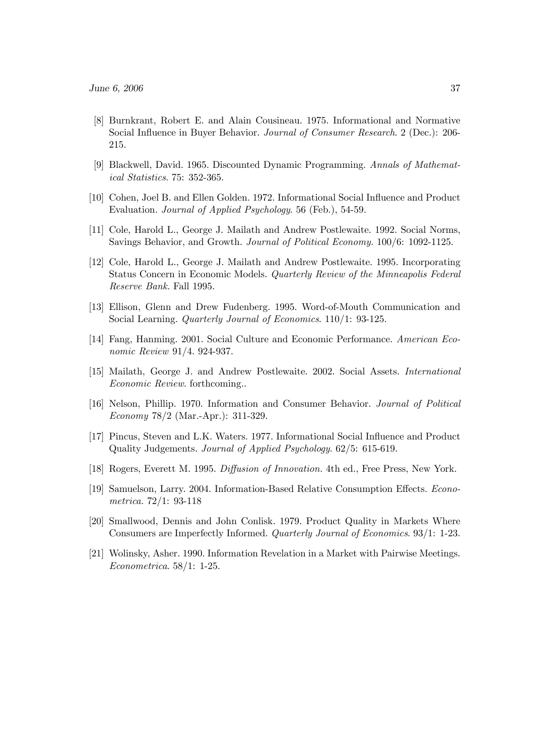[8] Burnkrant, Robert E. and Alain Cousineau. 1975. Informational and Normative Social Influence in Buyer Behavior. *Journal of Consumer Research*. 2 (Dec.): 206-215.

[9] Blackwell, David. 1965. Discounted Dynamic Programming. *Annals of Mathematical Statistics*. 75: 352-365.

[10] Cohen, Joel B. and Ellen Golden. 1972. Informational Social Influence and Product Evaluation. *Journal of Applied Psychology*. 56 (Feb.), 54-59.

[11] Cole, Harold L., George J. Mailath and Andrew Postlewaite. 1992. Social Norms, Savings Behavior, and Growth. *Journal of Political Economy*. 100/6: 1092-1125.

[12] Cole, Harold L., George J. Mailath and Andrew Postlewaite. 1995. Incorporating Status Concern in Economic Models. *Quarterly Review of the Minneapolis Federal Reserve Bank.* Fall 1995.

[13] Ellison, Glenn and Drew Fudenberg. 1995. Word-of-Mouth Communication and Social Learning. *Quarterly Journal of Economics*. 110/1: 93-125.

[14] Fang, Hanming. 2001. Social Culture and Economic Performance. *American Economic Review* 91/4. 924-937.

[15] Mailath, George J. and Andrew Postlewaite. 2002. Social Assets. *International Economic Review*. forthcoming..

[16] Nelson, Phillip. 1970. Information and Consumer Behavior. *Journal of Political Economy* 78/2 (Mar.-Apr.): 311-329.

[17] Pincus, Steven and L.K. Waters. 1977. Informational Social Influence and Product Quality Judgements. *Journal of Applied Psychology*. 62/5: 615-619.

[18] Rogers, Everett M. 1995. *Diffusion of Innovation.* 4th ed., Free Press, New York.

[19] Samuelson, Larry. 2004. Information-Based Relative Consumption Effects. *Econometrica.* 72/1: 93-118

[20] Smallwood, Dennis and John Conlisk. 1979. Product Quality in Markets Where Consumers are Imperfectly Informed. *Quarterly Journal of Economics*. 93/1: 1-23.

[21] Wolinsky, Asher. 1990. Information Revelation in a Market with Pairwise Meetings. *Econometrica*. 58/1: 1-25.